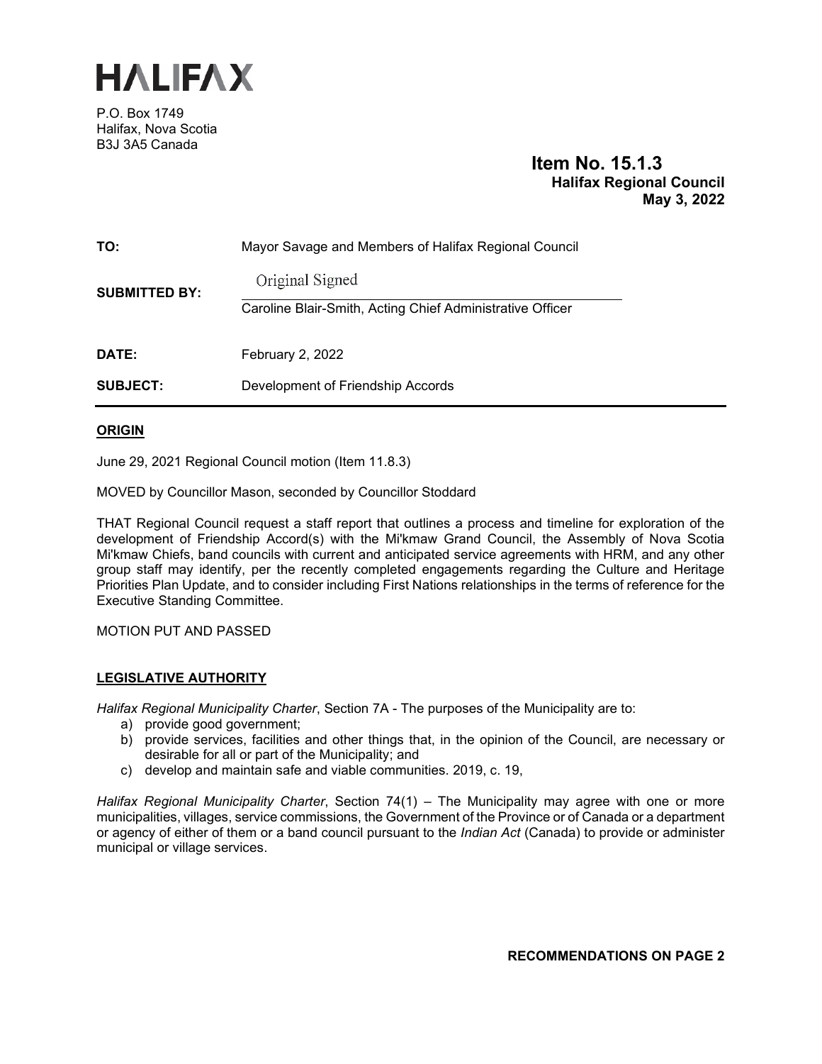# HALIFAX

P.O. Box 1749
Halifax, Nova Scotia
B3J 3A5 Canada

**Item No. 15.1.3**
**Halifax Regional Council**
**May 3, 2022**

| | |
|---|---|
| **TO:** | Mayor Savage and Members of Halifax Regional Council |
| **SUBMITTED BY:** | Original Signed<br>Caroline Blair-Smith, Acting Chief Administrative Officer |
| **DATE:** | February 2, 2022 |
| **SUBJECT:** | Development of Friendship Accords |

## ORIGIN

June 29, 2021 Regional Council motion (Item 11.8.3)

MOVED by Councillor Mason, seconded by Councillor Stoddard

THAT Regional Council request a staff report that outlines a process and timeline for exploration of the development of Friendship Accord(s) with the Mi'kmaw Grand Council, the Assembly of Nova Scotia Mi'kmaw Chiefs, band councils with current and anticipated service agreements with HRM, and any other group staff may identify, per the recently completed engagements regarding the Culture and Heritage Priorities Plan Update, and to consider including First Nations relationships in the terms of reference for the Executive Standing Committee.

MOTION PUT AND PASSED

## LEGISLATIVE AUTHORITY

*Halifax Regional Municipality Charter*, Section 7A - The purposes of the Municipality are to:

a) provide good government;
b) provide services, facilities and other things that, in the opinion of the Council, are necessary or desirable for all or part of the Municipality; and
c) develop and maintain safe and viable communities. 2019, c. 19,

*Halifax Regional Municipality Charter*, Section 74(1) – The Municipality may agree with one or more municipalities, villages, service commissions, the Government of the Province or of Canada or a department or agency of either of them or a band council pursuant to the *Indian Act* (Canada) to provide or administer municipal or village services.

**RECOMMENDATIONS ON PAGE 2**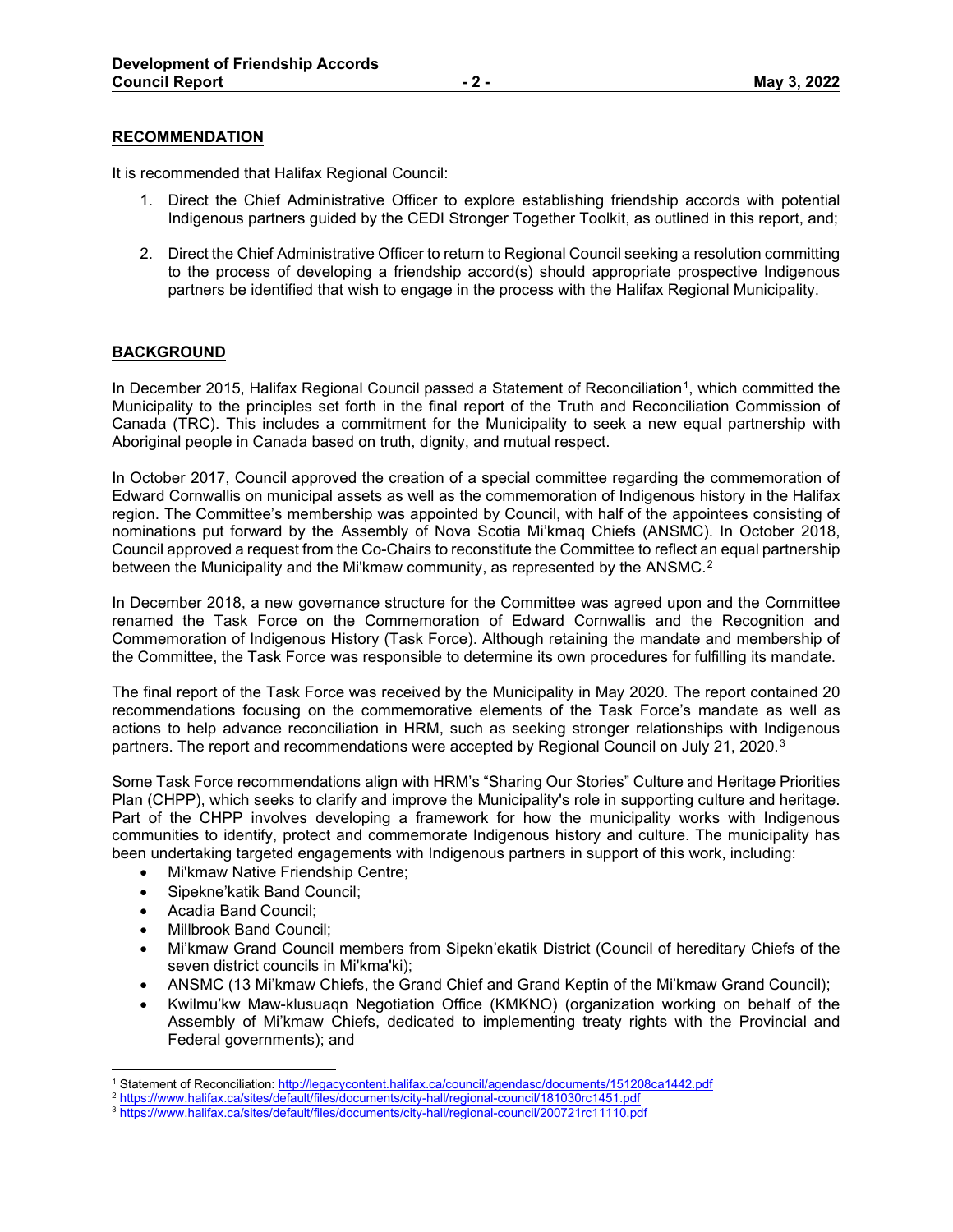## RECOMMENDATION

It is recommended that Halifax Regional Council:

1. Direct the Chief Administrative Officer to explore establishing friendship accords with potential Indigenous partners guided by the CEDI Stronger Together Toolkit, as outlined in this report, and;

2. Direct the Chief Administrative Officer to return to Regional Council seeking a resolution committing to the process of developing a friendship accord(s) should appropriate prospective Indigenous partners be identified that wish to engage in the process with the Halifax Regional Municipality.

## BACKGROUND

In December 2015, Halifax Regional Council passed a Statement of Reconciliation[1], which committed the Municipality to the principles set forth in the final report of the Truth and Reconciliation Commission of Canada (TRC). This includes a commitment for the Municipality to seek a new equal partnership with Aboriginal people in Canada based on truth, dignity, and mutual respect.

In October 2017, Council approved the creation of a special committee regarding the commemoration of Edward Cornwallis on municipal assets as well as the commemoration of Indigenous history in the Halifax region. The Committee's membership was appointed by Council, with half of the appointees consisting of nominations put forward by the Assembly of Nova Scotia Mi'kmaq Chiefs (ANSMC). In October 2018, Council approved a request from the Co-Chairs to reconstitute the Committee to reflect an equal partnership between the Municipality and the Mi'kmaw community, as represented by the ANSMC.[2]

In December 2018, a new governance structure for the Committee was agreed upon and the Committee renamed the Task Force on the Commemoration of Edward Cornwallis and the Recognition and Commemoration of Indigenous History (Task Force). Although retaining the mandate and membership of the Committee, the Task Force was responsible to determine its own procedures for fulfilling its mandate.

The final report of the Task Force was received by the Municipality in May 2020. The report contained 20 recommendations focusing on the commemorative elements of the Task Force's mandate as well as actions to help advance reconciliation in HRM, such as seeking stronger relationships with Indigenous partners. The report and recommendations were accepted by Regional Council on July 21, 2020.[3]

Some Task Force recommendations align with HRM's "Sharing Our Stories" Culture and Heritage Priorities Plan (CHPP), which seeks to clarify and improve the Municipality's role in supporting culture and heritage. Part of the CHPP involves developing a framework for how the municipality works with Indigenous communities to identify, protect and commemorate Indigenous history and culture. The municipality has been undertaking targeted engagements with Indigenous partners in support of this work, including:

- Mi'kmaw Native Friendship Centre;
- Sipekne'katik Band Council;
- Acadia Band Council;
- Millbrook Band Council;
- Mi'kmaw Grand Council members from Sipekn'ekatik District (Council of hereditary Chiefs of the seven district councils in Mi'kma'ki);
- ANSMC (13 Mi'kmaw Chiefs, the Grand Chief and Grand Keptin of the Mi'kmaw Grand Council);
- Kwilmu'kw Maw-klusuaqn Negotiation Office (KMKNO) (organization working on behalf of the Assembly of Mi'kmaw Chiefs, dedicated to implementing treaty rights with the Provincial and Federal governments); and

[1] Statement of Reconciliation: http://legacycontent.halifax.ca/council/agendasc/documents/151208ca1442.pdf
[2] https://www.halifax.ca/sites/default/files/documents/city-hall/regional-council/181030rc1451.pdf
[3] https://www.halifax.ca/sites/default/files/documents/city-hall/regional-council/200721rc11110.pdf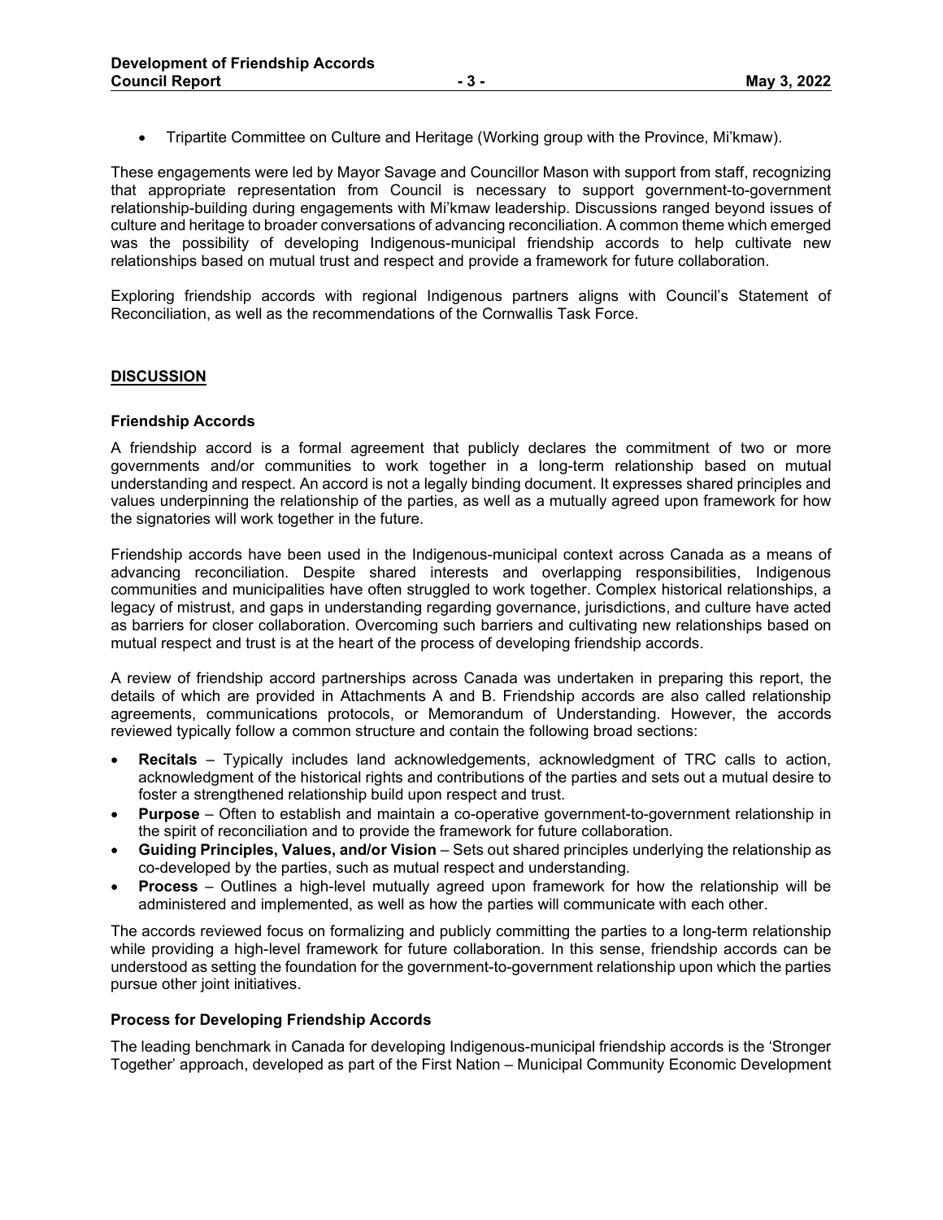- Tripartite Committee on Culture and Heritage (Working group with the Province, Mi'kmaw).

These engagements were led by Mayor Savage and Councillor Mason with support from staff, recognizing that appropriate representation from Council is necessary to support government-to-government relationship-building during engagements with Mi'kmaw leadership. Discussions ranged beyond issues of culture and heritage to broader conversations of advancing reconciliation. A common theme which emerged was the possibility of developing Indigenous-municipal friendship accords to help cultivate new relationships based on mutual trust and respect and provide a framework for future collaboration.

Exploring friendship accords with regional Indigenous partners aligns with Council's Statement of Reconciliation, as well as the recommendations of the Cornwallis Task Force.

## DISCUSSION

### Friendship Accords

A friendship accord is a formal agreement that publicly declares the commitment of two or more governments and/or communities to work together in a long-term relationship based on mutual understanding and respect. An accord is not a legally binding document. It expresses shared principles and values underpinning the relationship of the parties, as well as a mutually agreed upon framework for how the signatories will work together in the future.

Friendship accords have been used in the Indigenous-municipal context across Canada as a means of advancing reconciliation. Despite shared interests and overlapping responsibilities, Indigenous communities and municipalities have often struggled to work together. Complex historical relationships, a legacy of mistrust, and gaps in understanding regarding governance, jurisdictions, and culture have acted as barriers for closer collaboration. Overcoming such barriers and cultivating new relationships based on mutual respect and trust is at the heart of the process of developing friendship accords.

A review of friendship accord partnerships across Canada was undertaken in preparing this report, the details of which are provided in Attachments A and B. Friendship accords are also called relationship agreements, communications protocols, or Memorandum of Understanding. However, the accords reviewed typically follow a common structure and contain the following broad sections:

- **Recitals** – Typically includes land acknowledgements, acknowledgment of TRC calls to action, acknowledgment of the historical rights and contributions of the parties and sets out a mutual desire to foster a strengthened relationship build upon respect and trust.
- **Purpose** – Often to establish and maintain a co-operative government-to-government relationship in the spirit of reconciliation and to provide the framework for future collaboration.
- **Guiding Principles, Values, and/or Vision** – Sets out shared principles underlying the relationship as co-developed by the parties, such as mutual respect and understanding.
- **Process** – Outlines a high-level mutually agreed upon framework for how the relationship will be administered and implemented, as well as how the parties will communicate with each other.

The accords reviewed focus on formalizing and publicly committing the parties to a long-term relationship while providing a high-level framework for future collaboration. In this sense, friendship accords can be understood as setting the foundation for the government-to-government relationship upon which the parties pursue other joint initiatives.

### Process for Developing Friendship Accords

The leading benchmark in Canada for developing Indigenous-municipal friendship accords is the 'Stronger Together' approach, developed as part of the First Nation – Municipal Community Economic Development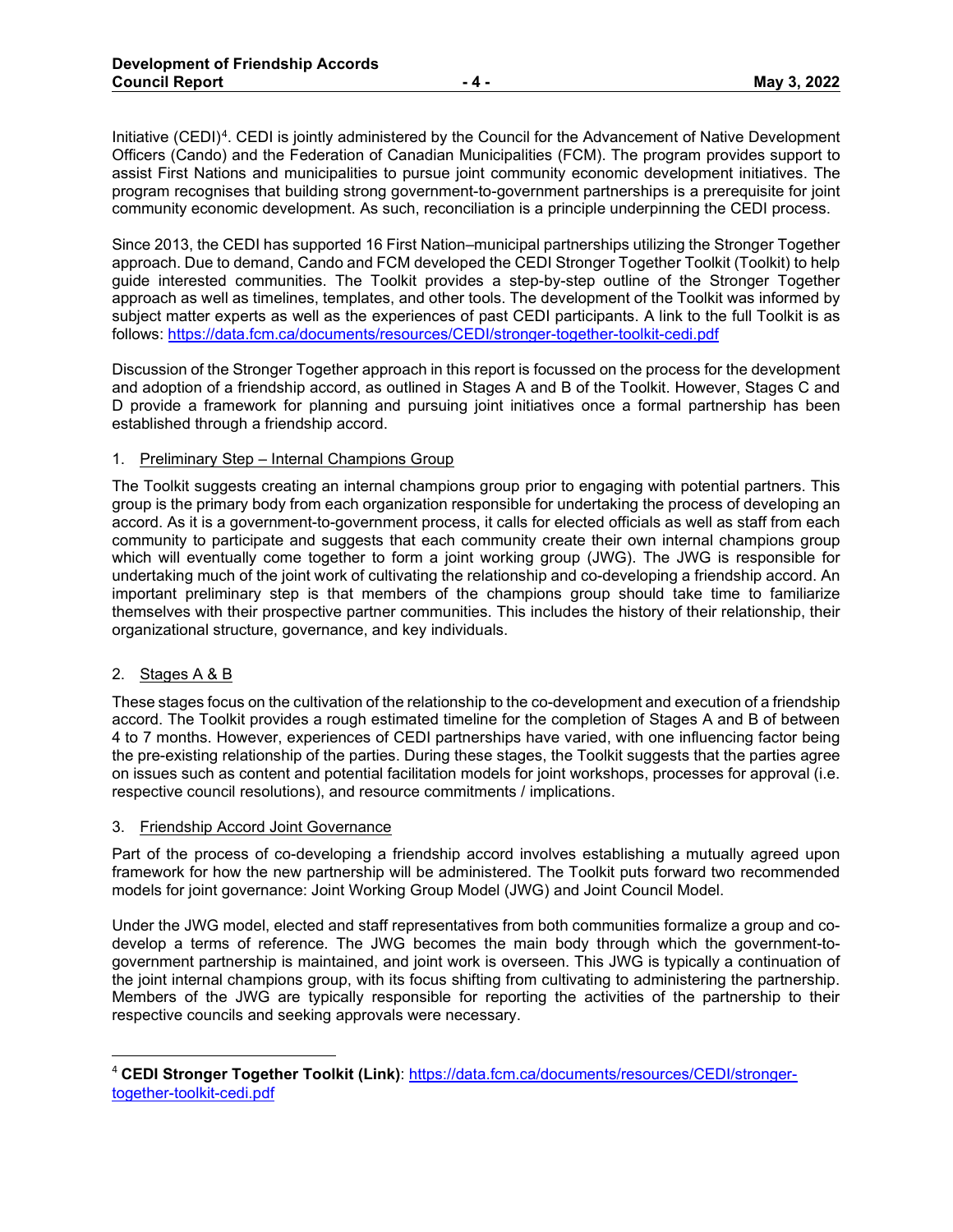Initiative (CEDI)[4]. CEDI is jointly administered by the Council for the Advancement of Native Development Officers (Cando) and the Federation of Canadian Municipalities (FCM). The program provides support to assist First Nations and municipalities to pursue joint community economic development initiatives. The program recognises that building strong government-to-government partnerships is a prerequisite for joint community economic development. As such, reconciliation is a principle underpinning the CEDI process.

Since 2013, the CEDI has supported 16 First Nation–municipal partnerships utilizing the Stronger Together approach. Due to demand, Cando and FCM developed the CEDI Stronger Together Toolkit (Toolkit) to help guide interested communities. The Toolkit provides a step-by-step outline of the Stronger Together approach as well as timelines, templates, and other tools. The development of the Toolkit was informed by subject matter experts as well as the experiences of past CEDI participants. A link to the full Toolkit is as follows: https://data.fcm.ca/documents/resources/CEDI/stronger-together-toolkit-cedi.pdf

Discussion of the Stronger Together approach in this report is focussed on the process for the development and adoption of a friendship accord, as outlined in Stages A and B of the Toolkit. However, Stages C and D provide a framework for planning and pursuing joint initiatives once a formal partnership has been established through a friendship accord.

1. Preliminary Step – Internal Champions Group

The Toolkit suggests creating an internal champions group prior to engaging with potential partners. This group is the primary body from each organization responsible for undertaking the process of developing an accord. As it is a government-to-government process, it calls for elected officials as well as staff from each community to participate and suggests that each community create their own internal champions group which will eventually come together to form a joint working group (JWG). The JWG is responsible for undertaking much of the joint work of cultivating the relationship and co-developing a friendship accord. An important preliminary step is that members of the champions group should take time to familiarize themselves with their prospective partner communities. This includes the history of their relationship, their organizational structure, governance, and key individuals.

2. Stages A & B

These stages focus on the cultivation of the relationship to the co-development and execution of a friendship accord. The Toolkit provides a rough estimated timeline for the completion of Stages A and B of between 4 to 7 months. However, experiences of CEDI partnerships have varied, with one influencing factor being the pre-existing relationship of the parties. During these stages, the Toolkit suggests that the parties agree on issues such as content and potential facilitation models for joint workshops, processes for approval (i.e. respective council resolutions), and resource commitments / implications.

3. Friendship Accord Joint Governance

Part of the process of co-developing a friendship accord involves establishing a mutually agreed upon framework for how the new partnership will be administered. The Toolkit puts forward two recommended models for joint governance: Joint Working Group Model (JWG) and Joint Council Model.

Under the JWG model, elected and staff representatives from both communities formalize a group and co-develop a terms of reference. The JWG becomes the main body through which the government-to-government partnership is maintained, and joint work is overseen. This JWG is typically a continuation of the joint internal champions group, with its focus shifting from cultivating to administering the partnership. Members of the JWG are typically responsible for reporting the activities of the partnership to their respective councils and seeking approvals were necessary.

[4] **CEDI Stronger Together Toolkit (Link)**: https://data.fcm.ca/documents/resources/CEDI/stronger-together-toolkit-cedi.pdf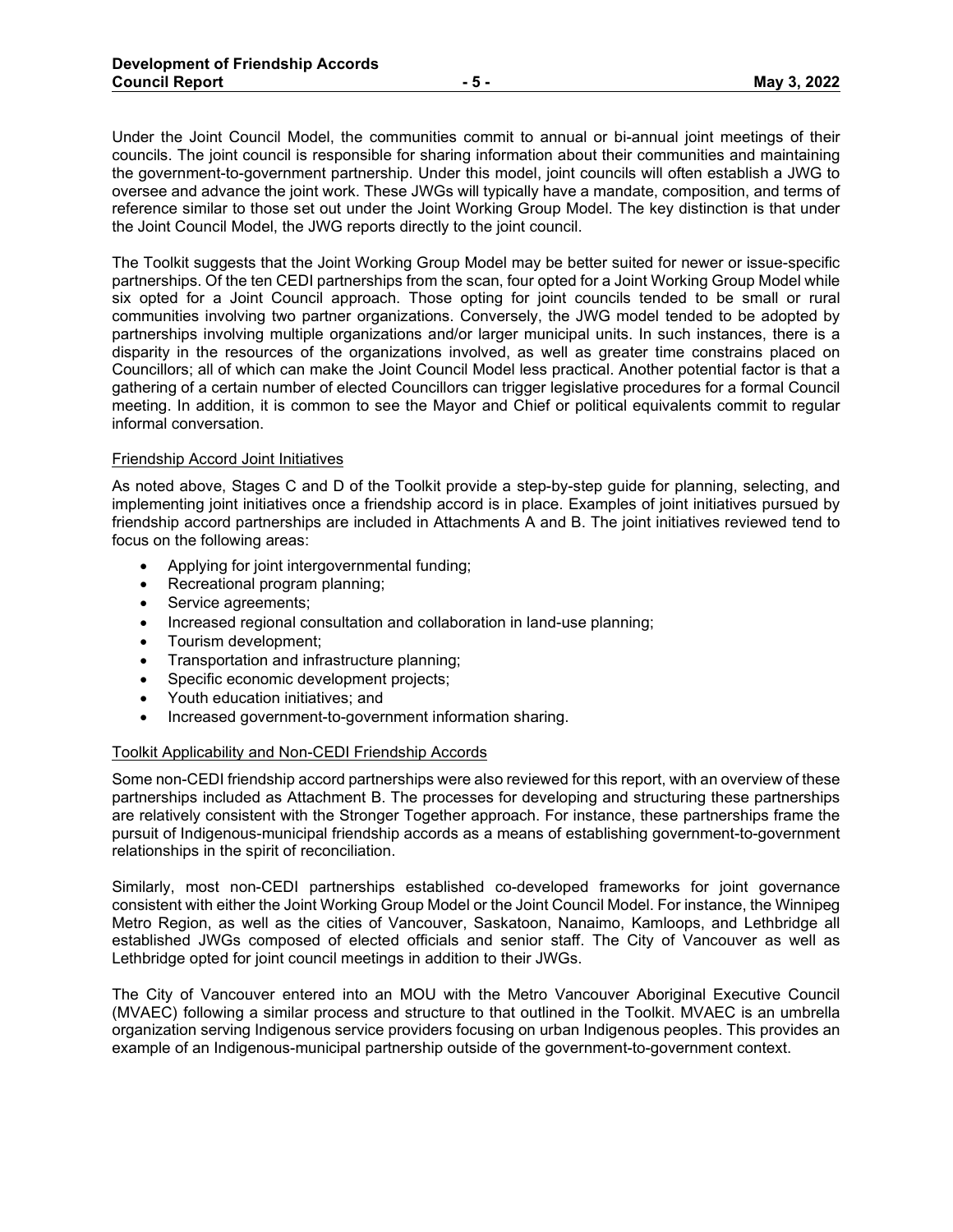Under the Joint Council Model, the communities commit to annual or bi-annual joint meetings of their councils. The joint council is responsible for sharing information about their communities and maintaining the government-to-government partnership. Under this model, joint councils will often establish a JWG to oversee and advance the joint work. These JWGs will typically have a mandate, composition, and terms of reference similar to those set out under the Joint Working Group Model. The key distinction is that under the Joint Council Model, the JWG reports directly to the joint council.

The Toolkit suggests that the Joint Working Group Model may be better suited for newer or issue-specific partnerships. Of the ten CEDI partnerships from the scan, four opted for a Joint Working Group Model while six opted for a Joint Council approach. Those opting for joint councils tended to be small or rural communities involving two partner organizations. Conversely, the JWG model tended to be adopted by partnerships involving multiple organizations and/or larger municipal units. In such instances, there is a disparity in the resources of the organizations involved, as well as greater time constrains placed on Councillors; all of which can make the Joint Council Model less practical. Another potential factor is that a gathering of a certain number of elected Councillors can trigger legislative procedures for a formal Council meeting. In addition, it is common to see the Mayor and Chief or political equivalents commit to regular informal conversation.

## Friendship Accord Joint Initiatives

As noted above, Stages C and D of the Toolkit provide a step-by-step guide for planning, selecting, and implementing joint initiatives once a friendship accord is in place. Examples of joint initiatives pursued by friendship accord partnerships are included in Attachments A and B. The joint initiatives reviewed tend to focus on the following areas:

- Applying for joint intergovernmental funding;
- Recreational program planning;
- Service agreements;
- Increased regional consultation and collaboration in land-use planning;
- Tourism development;
- Transportation and infrastructure planning;
- Specific economic development projects;
- Youth education initiatives; and
- Increased government-to-government information sharing.

## Toolkit Applicability and Non-CEDI Friendship Accords

Some non-CEDI friendship accord partnerships were also reviewed for this report, with an overview of these partnerships included as Attachment B. The processes for developing and structuring these partnerships are relatively consistent with the Stronger Together approach. For instance, these partnerships frame the pursuit of Indigenous-municipal friendship accords as a means of establishing government-to-government relationships in the spirit of reconciliation.

Similarly, most non-CEDI partnerships established co-developed frameworks for joint governance consistent with either the Joint Working Group Model or the Joint Council Model. For instance, the Winnipeg Metro Region, as well as the cities of Vancouver, Saskatoon, Nanaimo, Kamloops, and Lethbridge all established JWGs composed of elected officials and senior staff. The City of Vancouver as well as Lethbridge opted for joint council meetings in addition to their JWGs.

The City of Vancouver entered into an MOU with the Metro Vancouver Aboriginal Executive Council (MVAEC) following a similar process and structure to that outlined in the Toolkit. MVAEC is an umbrella organization serving Indigenous service providers focusing on urban Indigenous peoples. This provides an example of an Indigenous-municipal partnership outside of the government-to-government context.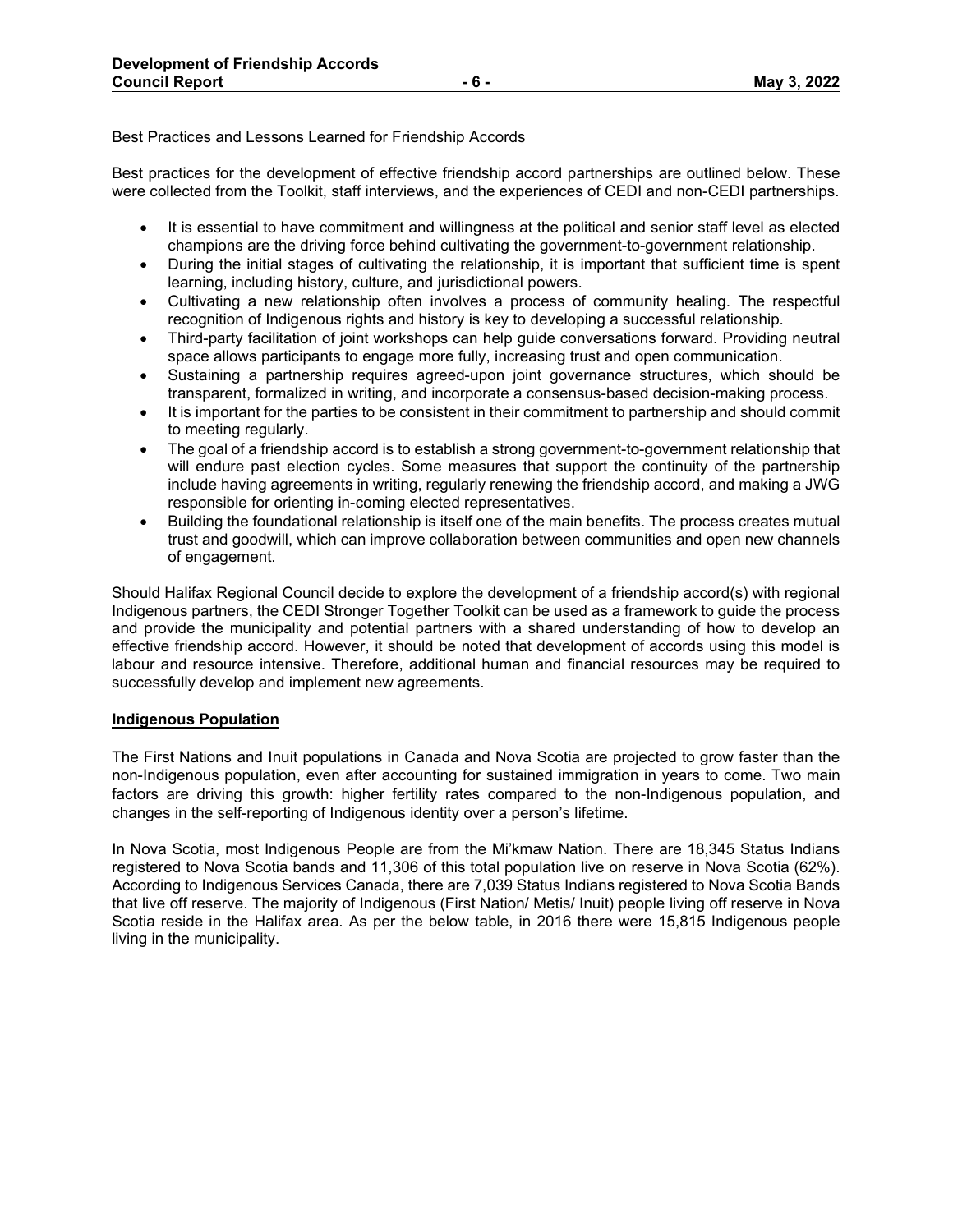Best Practices and Lessons Learned for Friendship Accords

Best practices for the development of effective friendship accord partnerships are outlined below. These were collected from the Toolkit, staff interviews, and the experiences of CEDI and non-CEDI partnerships.

- It is essential to have commitment and willingness at the political and senior staff level as elected champions are the driving force behind cultivating the government-to-government relationship.
- During the initial stages of cultivating the relationship, it is important that sufficient time is spent learning, including history, culture, and jurisdictional powers.
- Cultivating a new relationship often involves a process of community healing. The respectful recognition of Indigenous rights and history is key to developing a successful relationship.
- Third-party facilitation of joint workshops can help guide conversations forward. Providing neutral space allows participants to engage more fully, increasing trust and open communication.
- Sustaining a partnership requires agreed-upon joint governance structures, which should be transparent, formalized in writing, and incorporate a consensus-based decision-making process.
- It is important for the parties to be consistent in their commitment to partnership and should commit to meeting regularly.
- The goal of a friendship accord is to establish a strong government-to-government relationship that will endure past election cycles. Some measures that support the continuity of the partnership include having agreements in writing, regularly renewing the friendship accord, and making a JWG responsible for orienting in-coming elected representatives.
- Building the foundational relationship is itself one of the main benefits. The process creates mutual trust and goodwill, which can improve collaboration between communities and open new channels of engagement.

Should Halifax Regional Council decide to explore the development of a friendship accord(s) with regional Indigenous partners, the CEDI Stronger Together Toolkit can be used as a framework to guide the process and provide the municipality and potential partners with a shared understanding of how to develop an effective friendship accord. However, it should be noted that development of accords using this model is labour and resource intensive. Therefore, additional human and financial resources may be required to successfully develop and implement new agreements.

## Indigenous Population

The First Nations and Inuit populations in Canada and Nova Scotia are projected to grow faster than the non-Indigenous population, even after accounting for sustained immigration in years to come. Two main factors are driving this growth: higher fertility rates compared to the non-Indigenous population, and changes in the self-reporting of Indigenous identity over a person's lifetime.

In Nova Scotia, most Indigenous People are from the Mi'kmaw Nation. There are 18,345 Status Indians registered to Nova Scotia bands and 11,306 of this total population live on reserve in Nova Scotia (62%). According to Indigenous Services Canada, there are 7,039 Status Indians registered to Nova Scotia Bands that live off reserve. The majority of Indigenous (First Nation/ Metis/ Inuit) people living off reserve in Nova Scotia reside in the Halifax area. As per the below table, in 2016 there were 15,815 Indigenous people living in the municipality.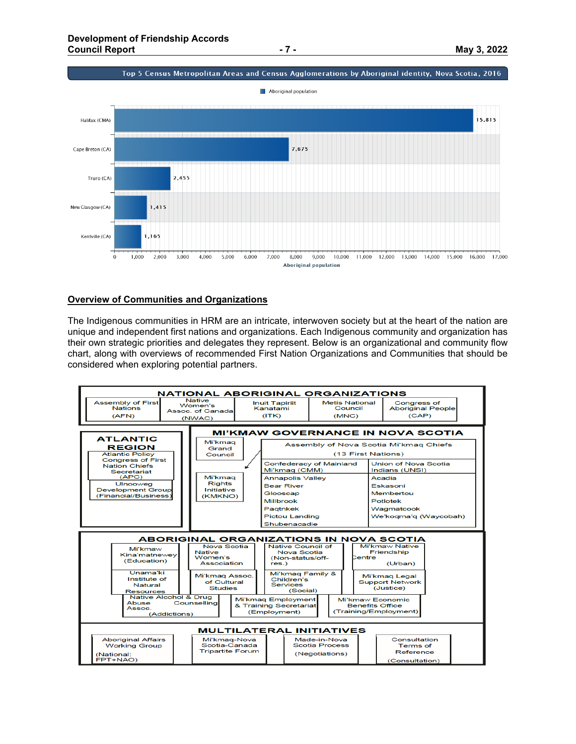Top 5 Census Metropolitan Areas and Census Agglomerations by Aboriginal identity, Nova Scotia, 2016

Aboriginal population

Halifax (CMA) 15,815
Cape Breton (CA) 7,675
Truro (CA) 2,455
New Glasgow (CA) 1,415
Kentville (CA) 1,165

0 1,000 2,000 3,000 4,000 5,000 6,000 7,000 8,000 9,000 10,000 11,000 12,000 13,000 14,000 15,000 16,000 17,000

Aboriginal population

## Overview of Communities and Organizations

The Indigenous communities in HRM are an intricate, interwoven society but at the heart of the nation are unique and independent first nations and organizations. Each Indigenous community and organization has their own strategic priorities and delegates they represent. Below is an organizational and community flow chart, along with overviews of recommended First Nation Organizations and Communities that should be considered when exploring potential partners.

NATIONAL ABORIGINAL ORGANIZATIONS

Assembly of First Nations (AFN)
Native Women's Assoc. of Canada (NWAC)
Inuit Tapirit Kanatami (ITK)
Metis National Council (MNC)
Congress of Aboriginal People (CAP)

ATLANTIC REGION

Atlantic Policy Congress of First Nation Chiefs Secretariat (APC)
Ulnooweg Development Group (Financial/Business)

MI'KMAW GOVERNANCE IN NOVA SCOTIA

Mi'kmaq Grand Council
Mi'kmaq Rights Initiative (KMKNO)

Assembly of Nova Scotia Mi'kmaq Chiefs (13 First Nations)

Confederacy of Mainland Mi'kmaq (CMM): Annapolis Valley, Bear River, Glooscap, Millbrook, Paqtnkek, Pictou Landing, Shubenacadie

Union of Nova Scotia Indians (UNSI): Acadia, Eskasoni, Membertou, Potlotek, Wagmatcook, We'koqma'q (Waycobah)

ABORIGINAL ORGANIZATIONS IN NOVA SCOTIA

Mi'kmaw Kina'matnewey (Education)
Nova Scotia Native Women's Association
Native Council of Nova Scotia (Non-status/off-res.)
Mi'kmaw Native Friendship Centre (Urban)
Unama'ki Institute of Natural Resources
Mi'kmaq Assoc. of Cultural Studies
Mi'kmaq Family & Children's Services (Social)
Mi'kmaq Legal Support Network (Justice)
Native Alcohol & Drug Abuse Counselling Assoc. (Addictions)
Mi'kmaq Employment & Training Secretariat (Employment)
Mi'kmaw Economic Benefits Office (Training/Employment)

MULTILATERAL INITIATIVES

Aboriginal Affairs Working Group (National: FPT+NAO)
Mi'kmaq-Nova Scotia-Canada Tripartite Forum
Made-in-Nova Scotia Process (Negotiations)
Consultation Terms of Reference (Consultation)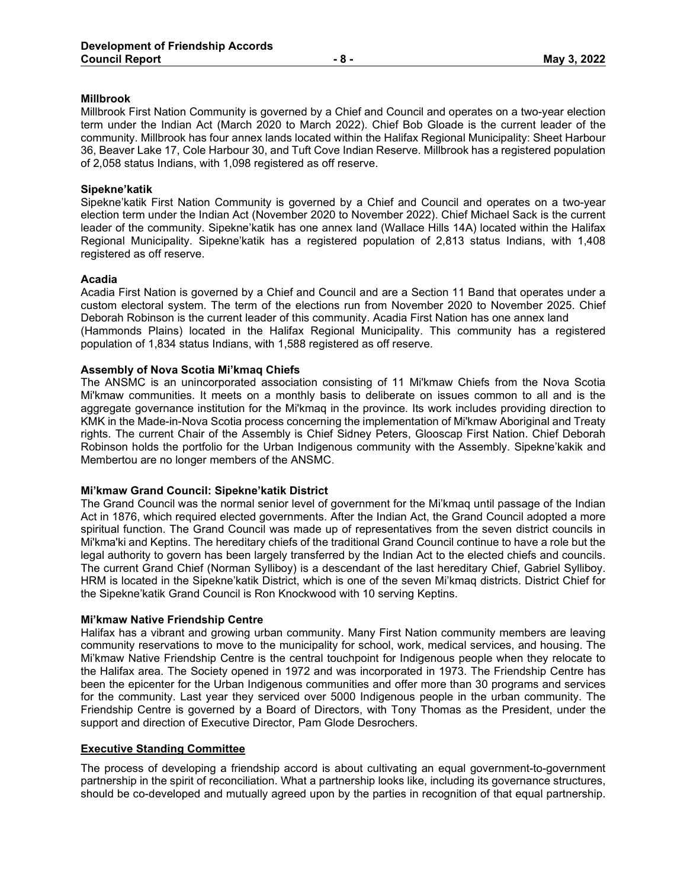**Millbrook**

Millbrook First Nation Community is governed by a Chief and Council and operates on a two-year election term under the Indian Act (March 2020 to March 2022). Chief Bob Gloade is the current leader of the community. Millbrook has four annex lands located within the Halifax Regional Municipality: Sheet Harbour 36, Beaver Lake 17, Cole Harbour 30, and Tuft Cove Indian Reserve. Millbrook has a registered population of 2,058 status Indians, with 1,098 registered as off reserve.

**Sipekne'katik**

Sipekne'katik First Nation Community is governed by a Chief and Council and operates on a two-year election term under the Indian Act (November 2020 to November 2022). Chief Michael Sack is the current leader of the community. Sipekne'katik has one annex land (Wallace Hills 14A) located within the Halifax Regional Municipality. Sipekne'katik has a registered population of 2,813 status Indians, with 1,408 registered as off reserve.

**Acadia**

Acadia First Nation is governed by a Chief and Council and are a Section 11 Band that operates under a custom electoral system. The term of the elections run from November 2020 to November 2025. Chief Deborah Robinson is the current leader of this community. Acadia First Nation has one annex land (Hammonds Plains) located in the Halifax Regional Municipality. This community has a registered population of 1,834 status Indians, with 1,588 registered as off reserve.

**Assembly of Nova Scotia Mi'kmaq Chiefs**

The ANSMC is an unincorporated association consisting of 11 Mi'kmaw Chiefs from the Nova Scotia Mi'kmaw communities. It meets on a monthly basis to deliberate on issues common to all and is the aggregate governance institution for the Mi'kmaq in the province. Its work includes providing direction to KMK in the Made-in-Nova Scotia process concerning the implementation of Mi'kmaw Aboriginal and Treaty rights. The current Chair of the Assembly is Chief Sidney Peters, Glooscap First Nation. Chief Deborah Robinson holds the portfolio for the Urban Indigenous community with the Assembly. Sipekne'kakik and Membertou are no longer members of the ANSMC.

**Mi'kmaw Grand Council: Sipekne'katik District**

The Grand Council was the normal senior level of government for the Mi'kmaq until passage of the Indian Act in 1876, which required elected governments. After the Indian Act, the Grand Council adopted a more spiritual function. The Grand Council was made up of representatives from the seven district councils in Mi'kma'ki and Keptins. The hereditary chiefs of the traditional Grand Council continue to have a role but the legal authority to govern has been largely transferred by the Indian Act to the elected chiefs and councils. The current Grand Chief (Norman Sylliboy) is a descendant of the last hereditary Chief, Gabriel Sylliboy. HRM is located in the Sipekne'katik District, which is one of the seven Mi'kmaq districts. District Chief for the Sipekne'katik Grand Council is Ron Knockwood with 10 serving Keptins.

**Mi'kmaw Native Friendship Centre**

Halifax has a vibrant and growing urban community. Many First Nation community members are leaving community reservations to move to the municipality for school, work, medical services, and housing. The Mi'kmaw Native Friendship Centre is the central touchpoint for Indigenous people when they relocate to the Halifax area. The Society opened in 1972 and was incorporated in 1973. The Friendship Centre has been the epicenter for the Urban Indigenous communities and offer more than 30 programs and services for the community. Last year they serviced over 5000 Indigenous people in the urban community. The Friendship Centre is governed by a Board of Directors, with Tony Thomas as the President, under the support and direction of Executive Director, Pam Glode Desrochers.

## Executive Standing Committee

The process of developing a friendship accord is about cultivating an equal government-to-government partnership in the spirit of reconciliation. What a partnership looks like, including its governance structures, should be co-developed and mutually agreed upon by the parties in recognition of that equal partnership.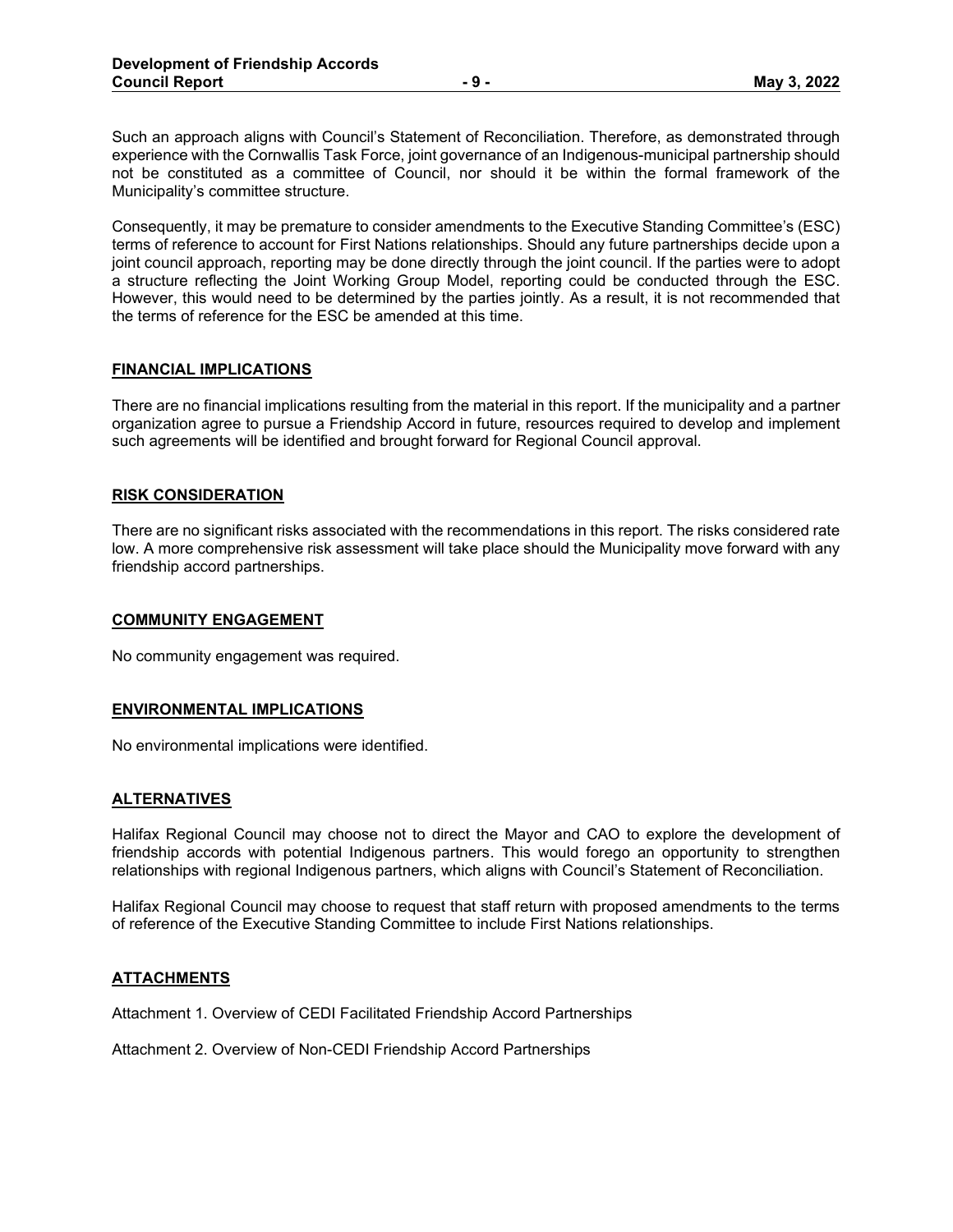Such an approach aligns with Council's Statement of Reconciliation. Therefore, as demonstrated through experience with the Cornwallis Task Force, joint governance of an Indigenous-municipal partnership should not be constituted as a committee of Council, nor should it be within the formal framework of the Municipality's committee structure.

Consequently, it may be premature to consider amendments to the Executive Standing Committee's (ESC) terms of reference to account for First Nations relationships. Should any future partnerships decide upon a joint council approach, reporting may be done directly through the joint council. If the parties were to adopt a structure reflecting the Joint Working Group Model, reporting could be conducted through the ESC. However, this would need to be determined by the parties jointly. As a result, it is not recommended that the terms of reference for the ESC be amended at this time.

## FINANCIAL IMPLICATIONS

There are no financial implications resulting from the material in this report. If the municipality and a partner organization agree to pursue a Friendship Accord in future, resources required to develop and implement such agreements will be identified and brought forward for Regional Council approval.

## RISK CONSIDERATION

There are no significant risks associated with the recommendations in this report. The risks considered rate low. A more comprehensive risk assessment will take place should the Municipality move forward with any friendship accord partnerships.

## COMMUNITY ENGAGEMENT

No community engagement was required.

## ENVIRONMENTAL IMPLICATIONS

No environmental implications were identified.

## ALTERNATIVES

Halifax Regional Council may choose not to direct the Mayor and CAO to explore the development of friendship accords with potential Indigenous partners. This would forego an opportunity to strengthen relationships with regional Indigenous partners, which aligns with Council's Statement of Reconciliation.

Halifax Regional Council may choose to request that staff return with proposed amendments to the terms of reference of the Executive Standing Committee to include First Nations relationships.

## ATTACHMENTS

Attachment 1. Overview of CEDI Facilitated Friendship Accord Partnerships

Attachment 2. Overview of Non-CEDI Friendship Accord Partnerships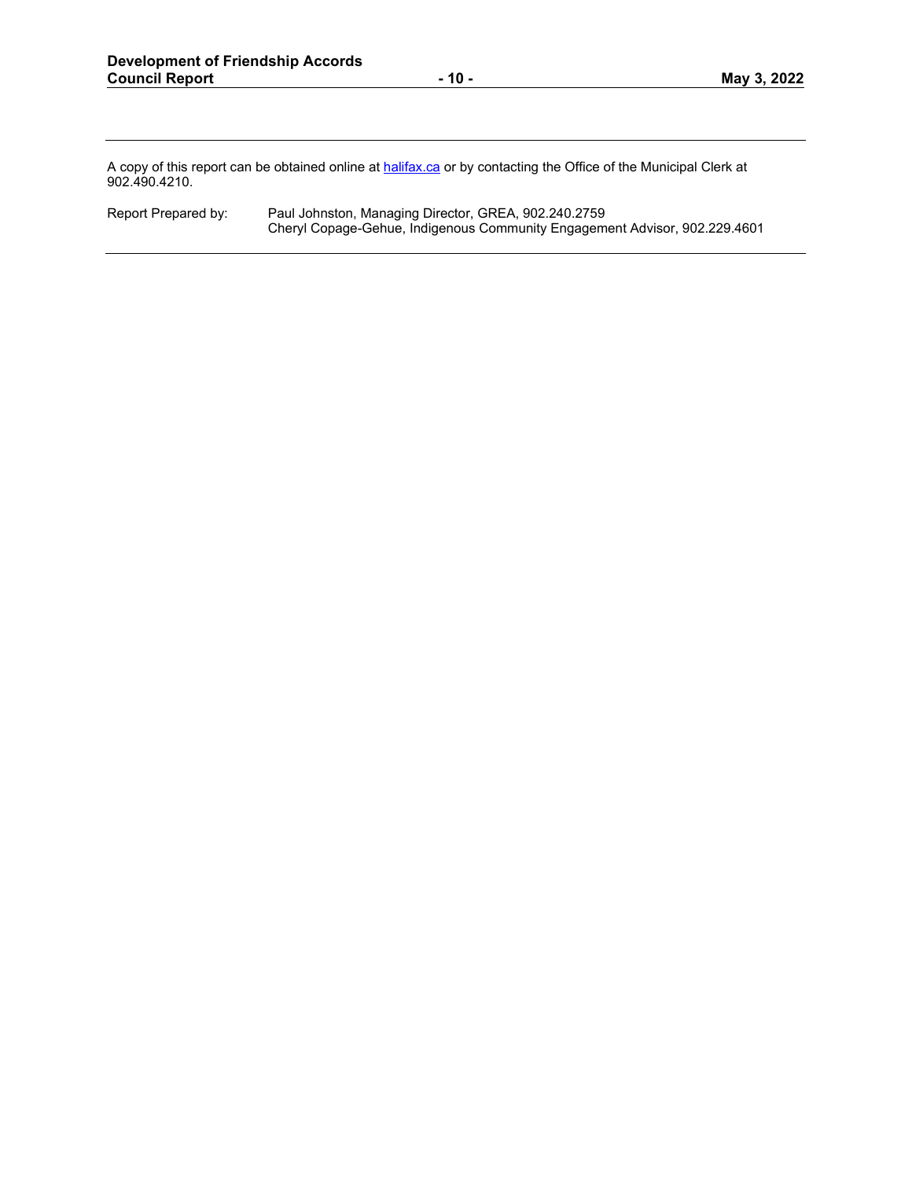---

A copy of this report can be obtained online at [halifax.ca](halifax.ca) or by contacting the Office of the Municipal Clerk at 902.490.4210.

| | |
|---|---|
| Report Prepared by: | Paul Johnston, Managing Director, GREA, 902.240.2759 |
| | Cheryl Copage-Gehue, Indigenous Community Engagement Advisor, 902.229.4601 |

---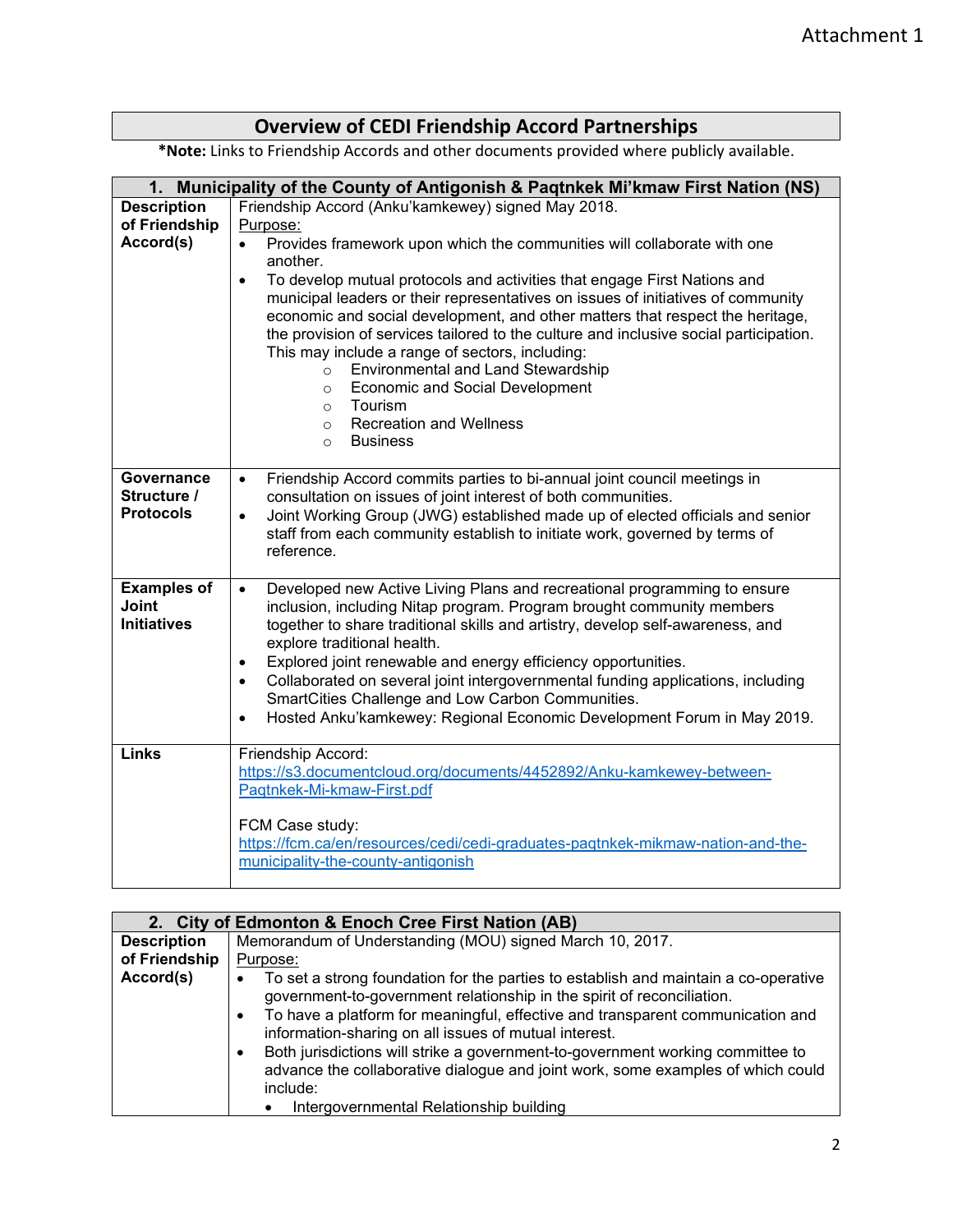Attachment 1

# Overview of CEDI Friendship Accord Partnerships

***Note:** Links to Friendship Accords and other documents provided where publicly available.

| 1. Municipality of the County of Antigonish & Paqtnkek Mi'kmaw First Nation (NS) | |
|---|---|
| **Description of Friendship Accord(s)** | Friendship Accord (Anku'kamkewey) signed May 2018.<br>Purpose:<br>• Provides framework upon which the communities will collaborate with one another.<br>• To develop mutual protocols and activities that engage First Nations and municipal leaders or their representatives on issues of initiatives of community economic and social development, and other matters that respect the heritage, the provision of services tailored to the culture and inclusive social participation. This may include a range of sectors, including:<br>○ Environmental and Land Stewardship<br>○ Economic and Social Development<br>○ Tourism<br>○ Recreation and Wellness<br>○ Business |
| **Governance Structure / Protocols** | • Friendship Accord commits parties to bi-annual joint council meetings in consultation on issues of joint interest of both communities.<br>• Joint Working Group (JWG) established made up of elected officials and senior staff from each community establish to initiate work, governed by terms of reference. |
| **Examples of Joint Initiatives** | • Developed new Active Living Plans and recreational programming to ensure inclusion, including Nitap program. Program brought community members together to share traditional skills and artistry, develop self-awareness, and explore traditional health.<br>• Explored joint renewable and energy efficiency opportunities.<br>• Collaborated on several joint intergovernmental funding applications, including SmartCities Challenge and Low Carbon Communities.<br>• Hosted Anku'kamkewey: Regional Economic Development Forum in May 2019. |
| **Links** | Friendship Accord:<br>https://s3.documentcloud.org/documents/4452892/Anku-kamkewey-between-Paqtnkek-Mi-kmaw-First.pdf<br><br>FCM Case study:<br>https://fcm.ca/en/resources/cedi/cedi-graduates-paqtnkek-mikmaw-nation-and-the-municipality-the-county-antigonish |

| 2. City of Edmonton & Enoch Cree First Nation (AB) | |
|---|---|
| **Description of Friendship Accord(s)** | Memorandum of Understanding (MOU) signed March 10, 2017.<br>Purpose:<br>• To set a strong foundation for the parties to establish and maintain a co-operative government-to-government relationship in the spirit of reconciliation.<br>• To have a platform for meaningful, effective and transparent communication and information-sharing on all issues of mutual interest.<br>• Both jurisdictions will strike a government-to-government working committee to advance the collaborative dialogue and joint work, some examples of which could include:<br>• Intergovernmental Relationship building |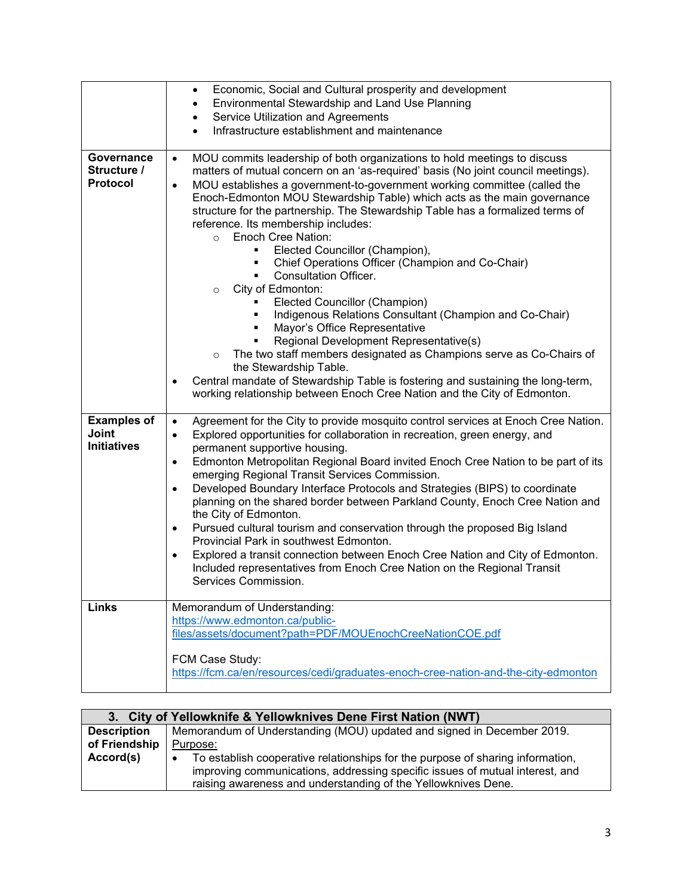| | |
|---|---|
| | • Economic, Social and Cultural prosperity and development<br>• Environmental Stewardship and Land Use Planning<br>• Service Utilization and Agreements<br>• Infrastructure establishment and maintenance |
| **Governance Structure / Protocol** | • MOU commits leadership of both organizations to hold meetings to discuss matters of mutual concern on an 'as-required' basis (No joint council meetings).<br>• MOU establishes a government-to-government working committee (called the Enoch-Edmonton MOU Stewardship Table) which acts as the main governance structure for the partnership. The Stewardship Table has a formalized terms of reference. Its membership includes:<br>  ○ Enoch Cree Nation:<br>    ▪ Elected Councillor (Champion),<br>    ▪ Chief Operations Officer (Champion and Co-Chair)<br>    ▪ Consultation Officer.<br>  ○ City of Edmonton:<br>    ▪ Elected Councillor (Champion)<br>    ▪ Indigenous Relations Consultant (Champion and Co-Chair)<br>    ▪ Mayor's Office Representative<br>    ▪ Regional Development Representative(s)<br>  ○ The two staff members designated as Champions serve as Co-Chairs of the Stewardship Table.<br>• Central mandate of Stewardship Table is fostering and sustaining the long-term, working relationship between Enoch Cree Nation and the City of Edmonton. |
| **Examples of Joint Initiatives** | • Agreement for the City to provide mosquito control services at Enoch Cree Nation.<br>• Explored opportunities for collaboration in recreation, green energy, and permanent supportive housing.<br>• Edmonton Metropolitan Regional Board invited Enoch Cree Nation to be part of its emerging Regional Transit Services Commission.<br>• Developed Boundary Interface Protocols and Strategies (BIPS) to coordinate planning on the shared border between Parkland County, Enoch Cree Nation and the City of Edmonton.<br>• Pursued cultural tourism and conservation through the proposed Big Island Provincial Park in southwest Edmonton.<br>• Explored a transit connection between Enoch Cree Nation and City of Edmonton. Included representatives from Enoch Cree Nation on the Regional Transit Services Commission. |
| **Links** | Memorandum of Understanding:<br>https://www.edmonton.ca/public-files/assets/document?path=PDF/MOUEnochCreeNationCOE.pdf<br><br>FCM Case Study:<br>https://fcm.ca/en/resources/cedi/graduates-enoch-cree-nation-and-the-city-edmonton |

| **3. City of Yellowknife & Yellowknives Dene First Nation (NWT)** | |
|---|---|
| **Description of Friendship Accord(s)** | Memorandum of Understanding (MOU) updated and signed in December 2019.<br>Purpose:<br>• To establish cooperative relationships for the purpose of sharing information, improving communications, addressing specific issues of mutual interest, and raising awareness and understanding of the Yellowknives Dene. |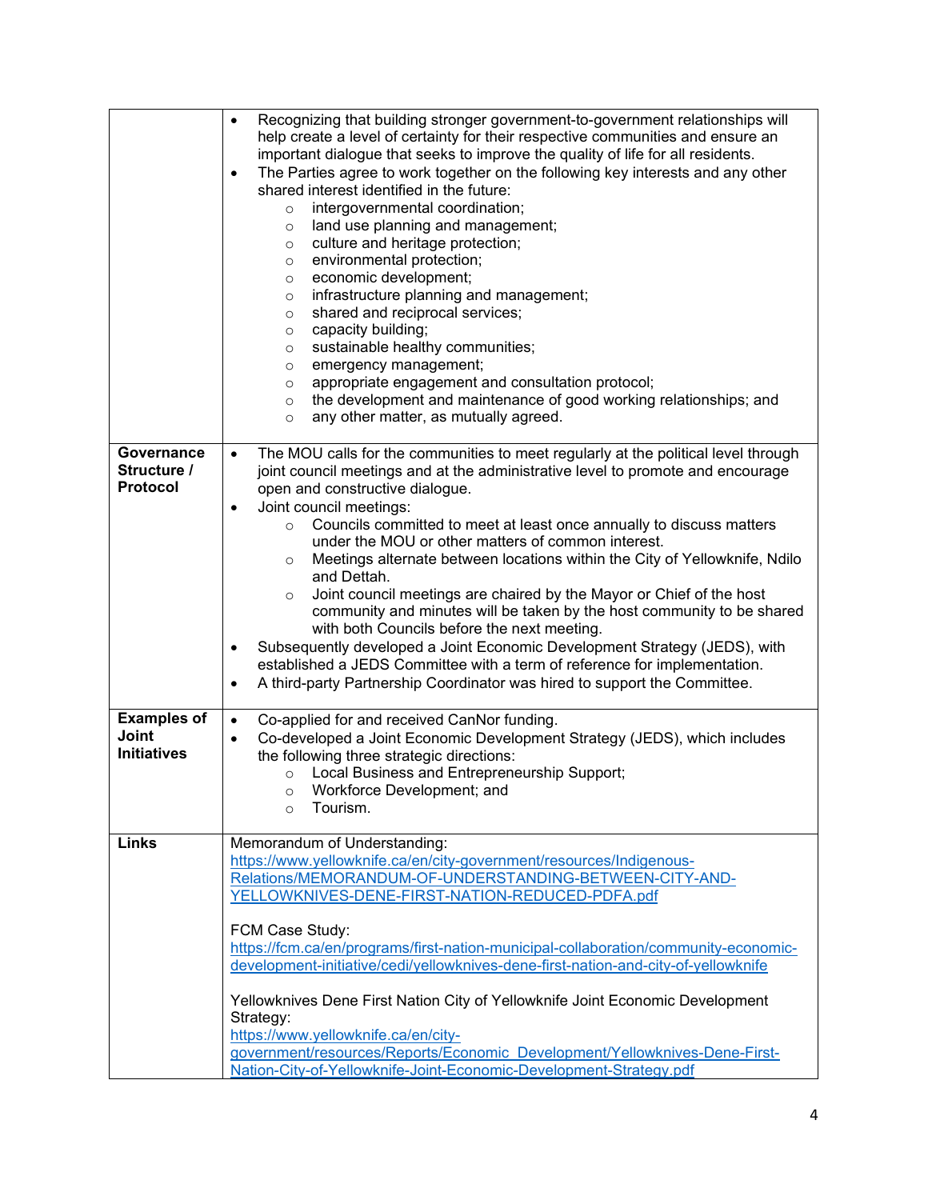| | |
|---|---|
| | • Recognizing that building stronger government-to-government relationships will help create a level of certainty for their respective communities and ensure an important dialogue that seeks to improve the quality of life for all residents.<br>• The Parties agree to work together on the following key interests and any other shared interest identified in the future:<br>  ○ intergovernmental coordination;<br>  ○ land use planning and management;<br>  ○ culture and heritage protection;<br>  ○ environmental protection;<br>  ○ economic development;<br>  ○ infrastructure planning and management;<br>  ○ shared and reciprocal services;<br>  ○ capacity building;<br>  ○ sustainable healthy communities;<br>  ○ emergency management;<br>  ○ appropriate engagement and consultation protocol;<br>  ○ the development and maintenance of good working relationships; and<br>  ○ any other matter, as mutually agreed. |
| **Governance Structure / Protocol** | • The MOU calls for the communities to meet regularly at the political level through joint council meetings and at the administrative level to promote and encourage open and constructive dialogue.<br>• Joint council meetings:<br>  ○ Councils committed to meet at least once annually to discuss matters under the MOU or other matters of common interest.<br>  ○ Meetings alternate between locations within the City of Yellowknife, Ndilo and Dettah.<br>  ○ Joint council meetings are chaired by the Mayor or Chief of the host community and minutes will be taken by the host community to be shared with both Councils before the next meeting.<br>• Subsequently developed a Joint Economic Development Strategy (JEDS), with established a JEDS Committee with a term of reference for implementation.<br>• A third-party Partnership Coordinator was hired to support the Committee. |
| **Examples of Joint Initiatives** | • Co-applied for and received CanNor funding.<br>• Co-developed a Joint Economic Development Strategy (JEDS), which includes the following three strategic directions:<br>  ○ Local Business and Entrepreneurship Support;<br>  ○ Workforce Development; and<br>  ○ Tourism. |
| **Links** | Memorandum of Understanding:<br>https://www.yellowknife.ca/en/city-government/resources/Indigenous-Relations/MEMORANDUM-OF-UNDERSTANDING-BETWEEN-CITY-AND-YELLOWKNIVES-DENE-FIRST-NATION-REDUCED-PDFA.pdf<br><br>FCM Case Study:<br>https://fcm.ca/en/programs/first-nation-municipal-collaboration/community-economic-development-initiative/cedi/yellowknives-dene-first-nation-and-city-of-yellowknife<br><br>Yellowknives Dene First Nation City of Yellowknife Joint Economic Development Strategy:<br>https://www.yellowknife.ca/en/city-government/resources/Reports/Economic_Development/Yellowknives-Dene-First-Nation-City-of-Yellowknife-Joint-Economic-Development-Strategy.pdf |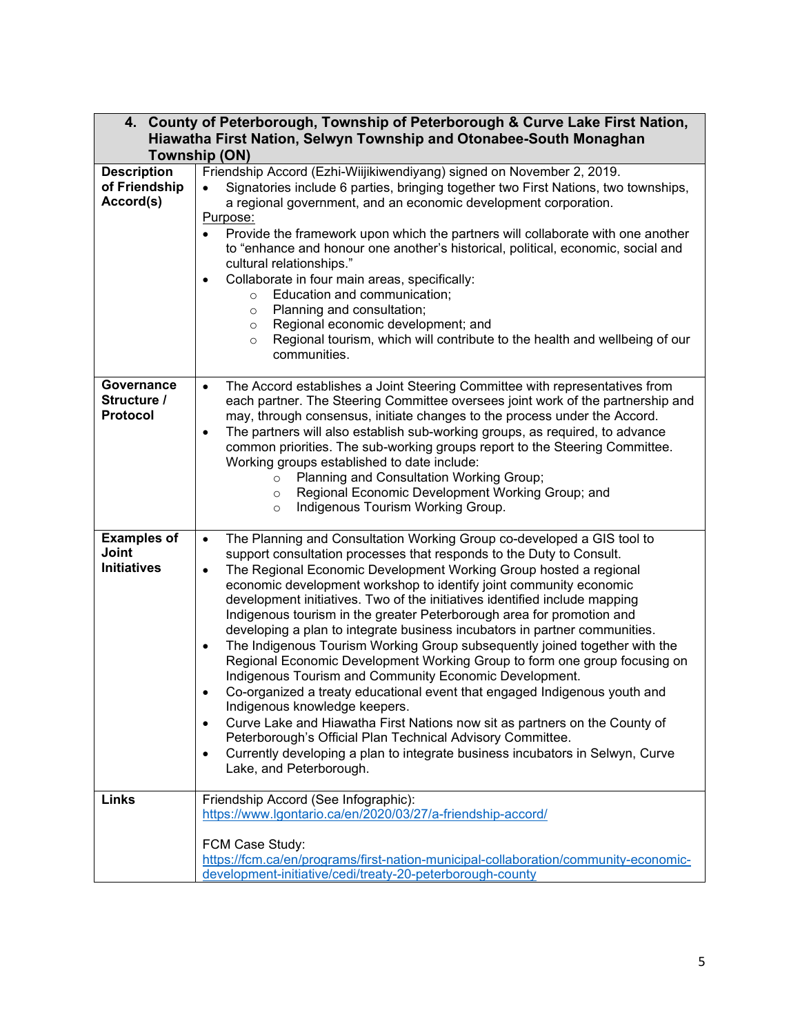| 4. County of Peterborough, Township of Peterborough & Curve Lake First Nation, Hiawatha First Nation, Selwyn Township and Otonabee-South Monaghan Township (ON) | |
|---|---|
| **Description of Friendship Accord(s)** | Friendship Accord (Ezhi-Wiijikiwendiyang) signed on November 2, 2019.<br>• Signatories include 6 parties, bringing together two First Nations, two townships, a regional government, and an economic development corporation.<br>Purpose:<br>• Provide the framework upon which the partners will collaborate with one another to "enhance and honour one another's historical, political, economic, social and cultural relationships."<br>• Collaborate in four main areas, specifically:<br>&nbsp;&nbsp;&nbsp;&nbsp;○ Education and communication;<br>&nbsp;&nbsp;&nbsp;&nbsp;○ Planning and consultation;<br>&nbsp;&nbsp;&nbsp;&nbsp;○ Regional economic development; and<br>&nbsp;&nbsp;&nbsp;&nbsp;○ Regional tourism, which will contribute to the health and wellbeing of our communities. |
| **Governance Structure / Protocol** | • The Accord establishes a Joint Steering Committee with representatives from each partner. The Steering Committee oversees joint work of the partnership and may, through consensus, initiate changes to the process under the Accord.<br>• The partners will also establish sub-working groups, as required, to advance common priorities. The sub-working groups report to the Steering Committee. Working groups established to date include:<br>&nbsp;&nbsp;&nbsp;&nbsp;○ Planning and Consultation Working Group;<br>&nbsp;&nbsp;&nbsp;&nbsp;○ Regional Economic Development Working Group; and<br>&nbsp;&nbsp;&nbsp;&nbsp;○ Indigenous Tourism Working Group. |
| **Examples of Joint Initiatives** | • The Planning and Consultation Working Group co-developed a GIS tool to support consultation processes that responds to the Duty to Consult.<br>• The Regional Economic Development Working Group hosted a regional economic development workshop to identify joint community economic development initiatives. Two of the initiatives identified include mapping Indigenous tourism in the greater Peterborough area for promotion and developing a plan to integrate business incubators in partner communities.<br>• The Indigenous Tourism Working Group subsequently joined together with the Regional Economic Development Working Group to form one group focusing on Indigenous Tourism and Community Economic Development.<br>• Co-organized a treaty educational event that engaged Indigenous youth and Indigenous knowledge keepers.<br>• Curve Lake and Hiawatha First Nations now sit as partners on the County of Peterborough's Official Plan Technical Advisory Committee.<br>• Currently developing a plan to integrate business incubators in Selwyn, Curve Lake, and Peterborough. |
| **Links** | Friendship Accord (See Infographic):<br>https://www.lgontario.ca/en/2020/03/27/a-friendship-accord/<br><br>FCM Case Study:<br>https://fcm.ca/en/programs/first-nation-municipal-collaboration/community-economic-development-initiative/cedi/treaty-20-peterborough-county |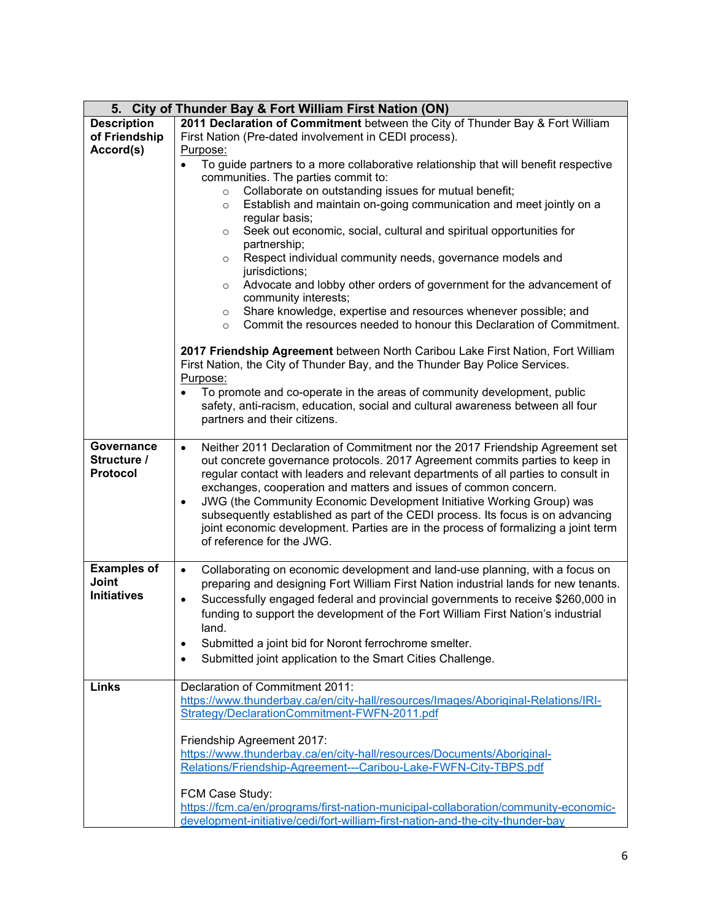| 5. City of Thunder Bay & Fort William First Nation (ON) | |
|---|---|
| **Description of Friendship Accord(s)** | **2011 Declaration of Commitment** between the City of Thunder Bay & Fort William First Nation (Pre-dated involvement in CEDI process).<br>Purpose:<br>• To guide partners to a more collaborative relationship that will benefit respective communities. The parties commit to:<br>&nbsp;&nbsp;&nbsp;&nbsp;○ Collaborate on outstanding issues for mutual benefit;<br>&nbsp;&nbsp;&nbsp;&nbsp;○ Establish and maintain on-going communication and meet jointly on a regular basis;<br>&nbsp;&nbsp;&nbsp;&nbsp;○ Seek out economic, social, cultural and spiritual opportunities for partnership;<br>&nbsp;&nbsp;&nbsp;&nbsp;○ Respect individual community needs, governance models and jurisdictions;<br>&nbsp;&nbsp;&nbsp;&nbsp;○ Advocate and lobby other orders of government for the advancement of community interests;<br>&nbsp;&nbsp;&nbsp;&nbsp;○ Share knowledge, expertise and resources whenever possible; and<br>&nbsp;&nbsp;&nbsp;&nbsp;○ Commit the resources needed to honour this Declaration of Commitment.<br><br>**2017 Friendship Agreement** between North Caribou Lake First Nation, Fort William First Nation, the City of Thunder Bay, and the Thunder Bay Police Services.<br>Purpose:<br>• To promote and co-operate in the areas of community development, public safety, anti-racism, education, social and cultural awareness between all four partners and their citizens. |
| **Governance Structure / Protocol** | • Neither 2011 Declaration of Commitment nor the 2017 Friendship Agreement set out concrete governance protocols. 2017 Agreement commits parties to keep in regular contact with leaders and relevant departments of all parties to consult in exchanges, cooperation and matters and issues of common concern.<br>• JWG (the Community Economic Development Initiative Working Group) was subsequently established as part of the CEDI process. Its focus is on advancing joint economic development. Parties are in the process of formalizing a joint term of reference for the JWG. |
| **Examples of Joint Initiatives** | • Collaborating on economic development and land-use planning, with a focus on preparing and designing Fort William First Nation industrial lands for new tenants.<br>• Successfully engaged federal and provincial governments to receive $260,000 in funding to support the development of the Fort William First Nation's industrial land.<br>• Submitted a joint bid for Noront ferrochrome smelter.<br>• Submitted joint application to the Smart Cities Challenge. |
| **Links** | Declaration of Commitment 2011:<br>https://www.thunderbay.ca/en/city-hall/resources/Images/Aboriginal-Relations/IRI-Strategy/DeclarationCommitment-FWFN-2011.pdf<br><br>Friendship Agreement 2017:<br>https://www.thunderbay.ca/en/city-hall/resources/Documents/Aboriginal-Relations/Friendship-Agreement---Caribou-Lake-FWFN-City-TBPS.pdf<br><br>FCM Case Study:<br>https://fcm.ca/en/programs/first-nation-municipal-collaboration/community-economic-development-initiative/cedi/fort-william-first-nation-and-the-city-thunder-bay |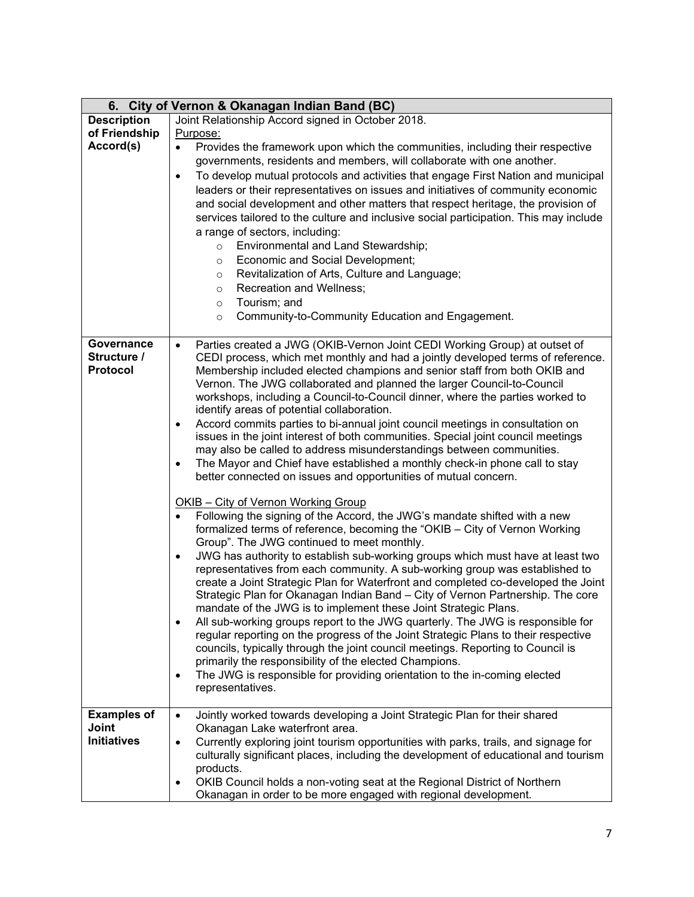| 6. City of Vernon & Okanagan Indian Band (BC) | |
|---|---|
| **Description of Friendship Accord(s)** | Joint Relationship Accord signed in October 2018.<br>Purpose:<br>• Provides the framework upon which the communities, including their respective governments, residents and members, will collaborate with one another.<br>• To develop mutual protocols and activities that engage First Nation and municipal leaders or their representatives on issues and initiatives of community economic and social development and other matters that respect heritage, the provision of services tailored to the culture and inclusive social participation. This may include a range of sectors, including:<br>　○ Environmental and Land Stewardship;<br>　○ Economic and Social Development;<br>　○ Revitalization of Arts, Culture and Language;<br>　○ Recreation and Wellness;<br>　○ Tourism; and<br>　○ Community-to-Community Education and Engagement. |
| **Governance Structure / Protocol** | • Parties created a JWG (OKIB-Vernon Joint CEDI Working Group) at outset of CEDI process, which met monthly and had a jointly developed terms of reference. Membership included elected champions and senior staff from both OKIB and Vernon. The JWG collaborated and planned the larger Council-to-Council workshops, including a Council-to-Council dinner, where the parties worked to identify areas of potential collaboration.<br>• Accord commits parties to bi-annual joint council meetings in consultation on issues in the joint interest of both communities. Special joint council meetings may also be called to address misunderstandings between communities.<br>• The Mayor and Chief have established a monthly check-in phone call to stay better connected on issues and opportunities of mutual concern.<br><br>OKIB – City of Vernon Working Group<br>• Following the signing of the Accord, the JWG's mandate shifted with a new formalized terms of reference, becoming the "OKIB – City of Vernon Working Group". The JWG continued to meet monthly.<br>• JWG has authority to establish sub-working groups which must have at least two representatives from each community. A sub-working group was established to create a Joint Strategic Plan for Waterfront and completed co-developed the Joint Strategic Plan for Okanagan Indian Band – City of Vernon Partnership. The core mandate of the JWG is to implement these Joint Strategic Plans.<br>• All sub-working groups report to the JWG quarterly. The JWG is responsible for regular reporting on the progress of the Joint Strategic Plans to their respective councils, typically through the joint council meetings. Reporting to Council is primarily the responsibility of the elected Champions.<br>• The JWG is responsible for providing orientation to the in-coming elected representatives. |
| **Examples of Joint Initiatives** | • Jointly worked towards developing a Joint Strategic Plan for their shared Okanagan Lake waterfront area.<br>• Currently exploring joint tourism opportunities with parks, trails, and signage for culturally significant places, including the development of educational and tourism products.<br>• OKIB Council holds a non-voting seat at the Regional District of Northern Okanagan in order to be more engaged with regional development. |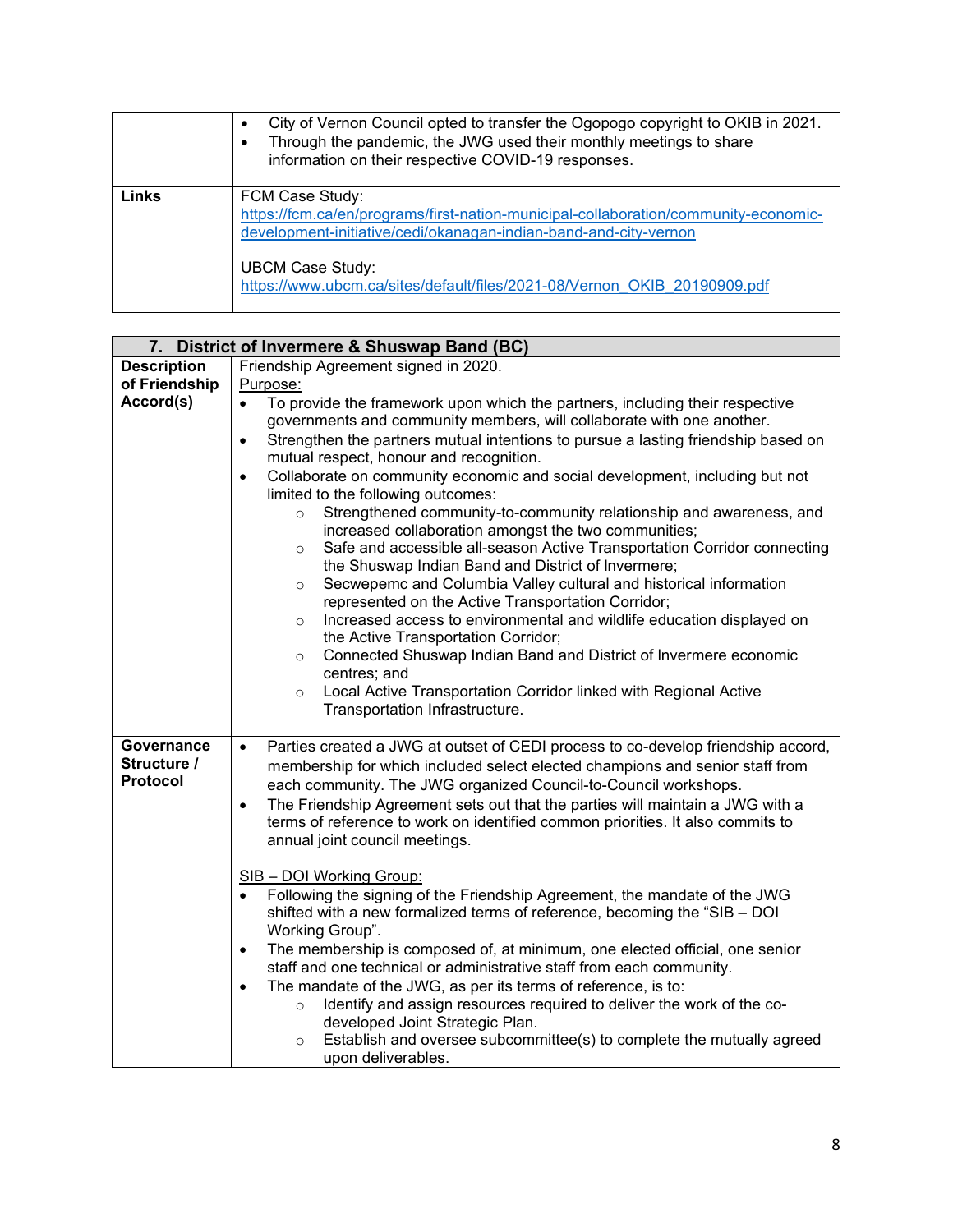| | |
|---|---|
| | • City of Vernon Council opted to transfer the Ogopogo copyright to OKIB in 2021.<br>• Through the pandemic, the JWG used their monthly meetings to share information on their respective COVID-19 responses. |
| **Links** | FCM Case Study:<br>https://fcm.ca/en/programs/first-nation-municipal-collaboration/community-economic-development-initiative/cedi/okanagan-indian-band-and-city-vernon<br><br>UBCM Case Study:<br>https://www.ubcm.ca/sites/default/files/2021-08/Vernon_OKIB_20190909.pdf |

| **7. District of Invermere & Shuswap Band (BC)** | |
|---|---|
| **Description of Friendship Accord(s)** | Friendship Agreement signed in 2020.<br>Purpose:<br>• To provide the framework upon which the partners, including their respective governments and community members, will collaborate with one another.<br>• Strengthen the partners mutual intentions to pursue a lasting friendship based on mutual respect, honour and recognition.<br>• Collaborate on community economic and social development, including but not limited to the following outcomes:<br>&nbsp;&nbsp;&nbsp;&nbsp;○ Strengthened community-to-community relationship and awareness, and increased collaboration amongst the two communities;<br>&nbsp;&nbsp;&nbsp;&nbsp;○ Safe and accessible all-season Active Transportation Corridor connecting the Shuswap Indian Band and District of Invermere;<br>&nbsp;&nbsp;&nbsp;&nbsp;○ Secwepemc and Columbia Valley cultural and historical information represented on the Active Transportation Corridor;<br>&nbsp;&nbsp;&nbsp;&nbsp;○ Increased access to environmental and wildlife education displayed on the Active Transportation Corridor;<br>&nbsp;&nbsp;&nbsp;&nbsp;○ Connected Shuswap Indian Band and District of Invermere economic centres; and<br>&nbsp;&nbsp;&nbsp;&nbsp;○ Local Active Transportation Corridor linked with Regional Active Transportation Infrastructure. |
| **Governance Structure / Protocol** | • Parties created a JWG at outset of CEDI process to co-develop friendship accord, membership for which included select elected champions and senior staff from each community. The JWG organized Council-to-Council workshops.<br>• The Friendship Agreement sets out that the parties will maintain a JWG with a terms of reference to work on identified common priorities. It also commits to annual joint council meetings.<br><br>SIB – DOI Working Group:<br>• Following the signing of the Friendship Agreement, the mandate of the JWG shifted with a new formalized terms of reference, becoming the "SIB – DOI Working Group".<br>• The membership is composed of, at minimum, one elected official, one senior staff and one technical or administrative staff from each community.<br>• The mandate of the JWG, as per its terms of reference, is to:<br>&nbsp;&nbsp;&nbsp;&nbsp;○ Identify and assign resources required to deliver the work of the co-developed Joint Strategic Plan.<br>&nbsp;&nbsp;&nbsp;&nbsp;○ Establish and oversee subcommittee(s) to complete the mutually agreed upon deliverables. |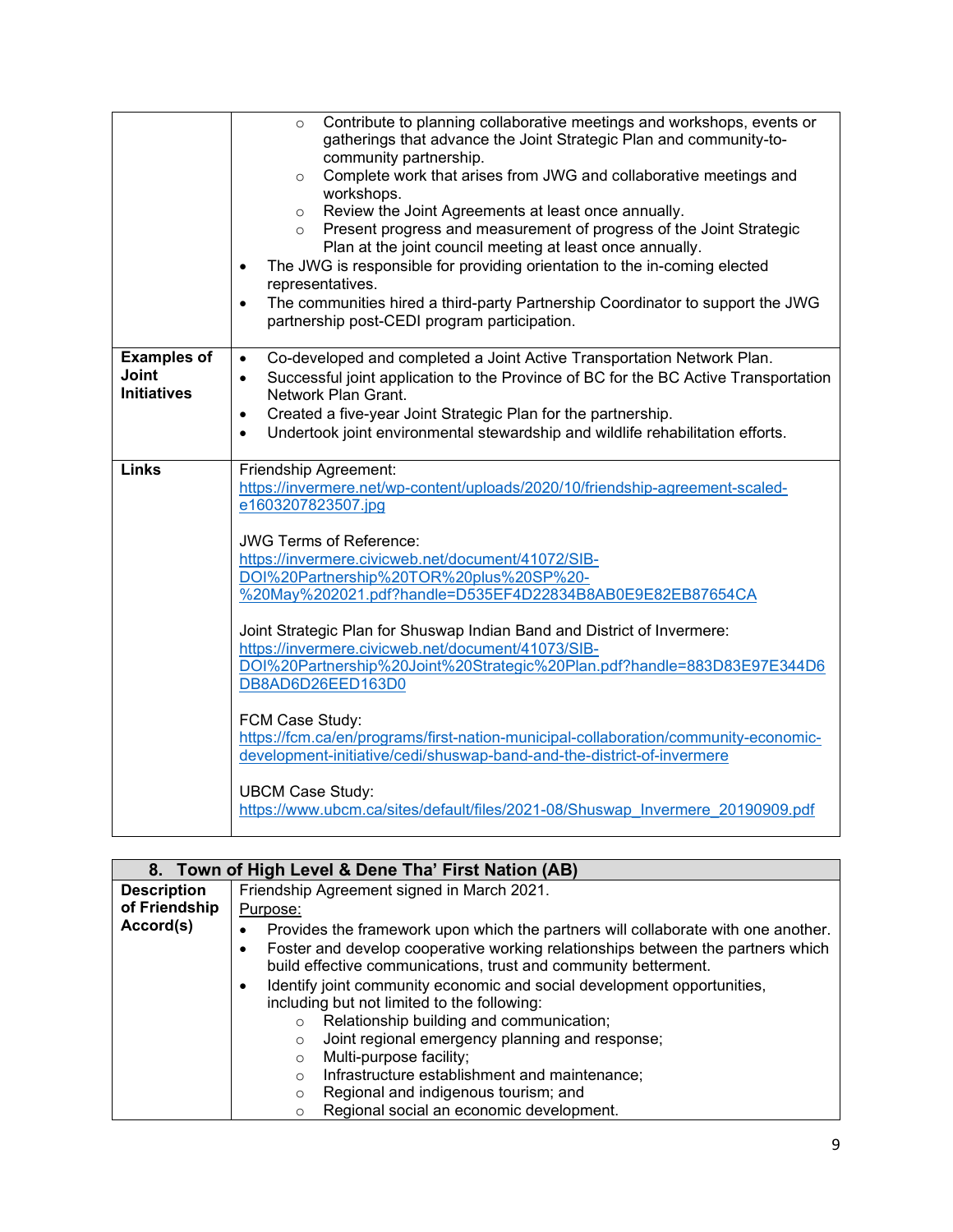| | |
|---|---|
| | ○ Contribute to planning collaborative meetings and workshops, events or gatherings that advance the Joint Strategic Plan and community-to-community partnership.<br>○ Complete work that arises from JWG and collaborative meetings and workshops.<br>○ Review the Joint Agreements at least once annually.<br>○ Present progress and measurement of progress of the Joint Strategic Plan at the joint council meeting at least once annually.<br>• The JWG is responsible for providing orientation to the in-coming elected representatives.<br>• The communities hired a third-party Partnership Coordinator to support the JWG partnership post-CEDI program participation. |
| **Examples of Joint Initiatives** | • Co-developed and completed a Joint Active Transportation Network Plan.<br>• Successful joint application to the Province of BC for the BC Active Transportation Network Plan Grant.<br>• Created a five-year Joint Strategic Plan for the partnership.<br>• Undertook joint environmental stewardship and wildlife rehabilitation efforts. |
| **Links** | Friendship Agreement:<br>https://invermere.net/wp-content/uploads/2020/10/friendship-agreement-scaled-e1603207823507.jpg<br><br>JWG Terms of Reference:<br>https://invermere.civicweb.net/document/41072/SIB-DOI%20Partnership%20TOR%20plus%20SP%20-%20May%202021.pdf?handle=D535EF4D22834B8AB0E9E82EB87654CA<br><br>Joint Strategic Plan for Shuswap Indian Band and District of Invermere:<br>https://invermere.civicweb.net/document/41073/SIB-DOI%20Partnership%20Joint%20Strategic%20Plan.pdf?handle=883D83E97E344D6DB8AD6D26EED163D0<br><br>FCM Case Study:<br>https://fcm.ca/en/programs/first-nation-municipal-collaboration/community-economic-development-initiative/cedi/shuswap-band-and-the-district-of-invermere<br><br>UBCM Case Study:<br>https://www.ubcm.ca/sites/default/files/2021-08/Shuswap_Invermere_20190909.pdf |

| **8. Town of High Level & Dene Tha' First Nation (AB)** | |
|---|---|
| **Description of Friendship Accord(s)** | Friendship Agreement signed in March 2021.<br>Purpose:<br>• Provides the framework upon which the partners will collaborate with one another.<br>• Foster and develop cooperative working relationships between the partners which build effective communications, trust and community betterment.<br>• Identify joint community economic and social development opportunities, including but not limited to the following:<br>○ Relationship building and communication;<br>○ Joint regional emergency planning and response;<br>○ Multi-purpose facility;<br>○ Infrastructure establishment and maintenance;<br>○ Regional and indigenous tourism; and<br>○ Regional social an economic development. |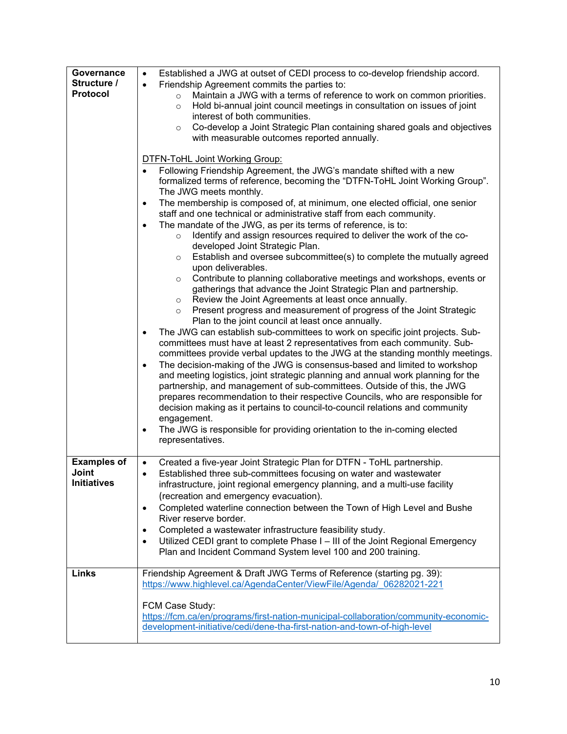| | |
|---|---|
| **Governance Structure / Protocol** | • Established a JWG at outset of CEDI process to co-develop friendship accord.<br>• Friendship Agreement commits the parties to:<br>&nbsp;&nbsp;&nbsp;&nbsp;○ Maintain a JWG with a terms of reference to work on common priorities.<br>&nbsp;&nbsp;&nbsp;&nbsp;○ Hold bi-annual joint council meetings in consultation on issues of joint interest of both communities.<br>&nbsp;&nbsp;&nbsp;&nbsp;○ Co-develop a Joint Strategic Plan containing shared goals and objectives with measurable outcomes reported annually.<br><br><u>DTFN-ToHL Joint Working Group:</u><br>• Following Friendship Agreement, the JWG's mandate shifted with a new formalized terms of reference, becoming the "DTFN-ToHL Joint Working Group". The JWG meets monthly.<br>• The membership is composed of, at minimum, one elected official, one senior staff and one technical or administrative staff from each community.<br>• The mandate of the JWG, as per its terms of reference, is to:<br>&nbsp;&nbsp;&nbsp;&nbsp;○ Identify and assign resources required to deliver the work of the co-developed Joint Strategic Plan.<br>&nbsp;&nbsp;&nbsp;&nbsp;○ Establish and oversee subcommittee(s) to complete the mutually agreed upon deliverables.<br>&nbsp;&nbsp;&nbsp;&nbsp;○ Contribute to planning collaborative meetings and workshops, events or gatherings that advance the Joint Strategic Plan and partnership.<br>&nbsp;&nbsp;&nbsp;&nbsp;○ Review the Joint Agreements at least once annually.<br>&nbsp;&nbsp;&nbsp;&nbsp;○ Present progress and measurement of progress of the Joint Strategic Plan to the joint council at least once annually.<br>• The JWG can establish sub-committees to work on specific joint projects. Sub-committees must have at least 2 representatives from each community. Sub-committees provide verbal updates to the JWG at the standing monthly meetings.<br>• The decision-making of the JWG is consensus-based and limited to workshop and meeting logistics, joint strategic planning and annual work planning for the partnership, and management of sub-committees. Outside of this, the JWG prepares recommendation to their respective Councils, who are responsible for decision making as it pertains to council-to-council relations and community engagement.<br>• The JWG is responsible for providing orientation to the in-coming elected representatives. |
| **Examples of Joint Initiatives** | • Created a five-year Joint Strategic Plan for DTFN - ToHL partnership.<br>• Established three sub-committees focusing on water and wastewater infrastructure, joint regional emergency planning, and a multi-use facility (recreation and emergency evacuation).<br>• Completed waterline connection between the Town of High Level and Bushe River reserve border.<br>• Completed a wastewater infrastructure feasibility study.<br>• Utilized CEDI grant to complete Phase I – III of the Joint Regional Emergency Plan and Incident Command System level 100 and 200 training. |
| **Links** | Friendship Agreement & Draft JWG Terms of Reference (starting pg. 39): https://www.highlevel.ca/AgendaCenter/ViewFile/Agenda/_06282021-221<br><br>FCM Case Study: https://fcm.ca/en/programs/first-nation-municipal-collaboration/community-economic-development-initiative/cedi/dene-tha-first-nation-and-town-of-high-level |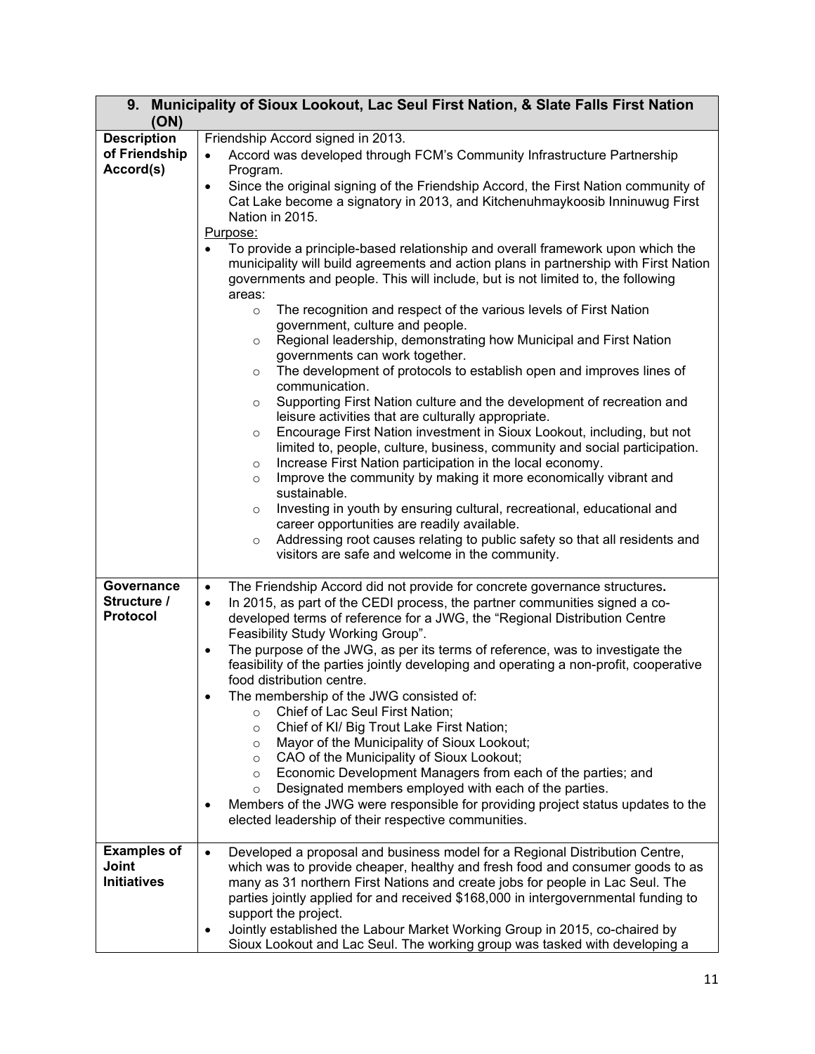| 9. Municipality of Sioux Lookout, Lac Seul First Nation, & Slate Falls First Nation (ON) | |
|---|---|
| **Description of Friendship Accord(s)** | Friendship Accord signed in 2013.<br>• Accord was developed through FCM's Community Infrastructure Partnership Program.<br>• Since the original signing of the Friendship Accord, the First Nation community of Cat Lake become a signatory in 2013, and Kitchenuhmaykoosib Inninuwug First Nation in 2015.<br>Purpose:<br>• To provide a principle-based relationship and overall framework upon which the municipality will build agreements and action plans in partnership with First Nation governments and people. This will include, but is not limited to, the following areas:<br>  ○ The recognition and respect of the various levels of First Nation government, culture and people.<br>  ○ Regional leadership, demonstrating how Municipal and First Nation governments can work together.<br>  ○ The development of protocols to establish open and improves lines of communication.<br>  ○ Supporting First Nation culture and the development of recreation and leisure activities that are culturally appropriate.<br>  ○ Encourage First Nation investment in Sioux Lookout, including, but not limited to, people, culture, business, community and social participation.<br>  ○ Increase First Nation participation in the local economy.<br>  ○ Improve the community by making it more economically vibrant and sustainable.<br>  ○ Investing in youth by ensuring cultural, recreational, educational and career opportunities are readily available.<br>  ○ Addressing root causes relating to public safety so that all residents and visitors are safe and welcome in the community. |
| **Governance Structure / Protocol** | • The Friendship Accord did not provide for concrete governance structures.<br>• In 2015, as part of the CEDI process, the partner communities signed a co-developed terms of reference for a JWG, the "Regional Distribution Centre Feasibility Study Working Group".<br>• The purpose of the JWG, as per its terms of reference, was to investigate the feasibility of the parties jointly developing and operating a non-profit, cooperative food distribution centre.<br>• The membership of the JWG consisted of:<br>  ○ Chief of Lac Seul First Nation;<br>  ○ Chief of KI/ Big Trout Lake First Nation;<br>  ○ Mayor of the Municipality of Sioux Lookout;<br>  ○ CAO of the Municipality of Sioux Lookout;<br>  ○ Economic Development Managers from each of the parties; and<br>  ○ Designated members employed with each of the parties.<br>• Members of the JWG were responsible for providing project status updates to the elected leadership of their respective communities. |
| **Examples of Joint Initiatives** | • Developed a proposal and business model for a Regional Distribution Centre, which was to provide cheaper, healthy and fresh food and consumer goods to as many as 31 northern First Nations and create jobs for people in Lac Seul. The parties jointly applied for and received $168,000 in intergovernmental funding to support the project.<br>• Jointly established the Labour Market Working Group in 2015, co-chaired by Sioux Lookout and Lac Seul. The working group was tasked with developing a |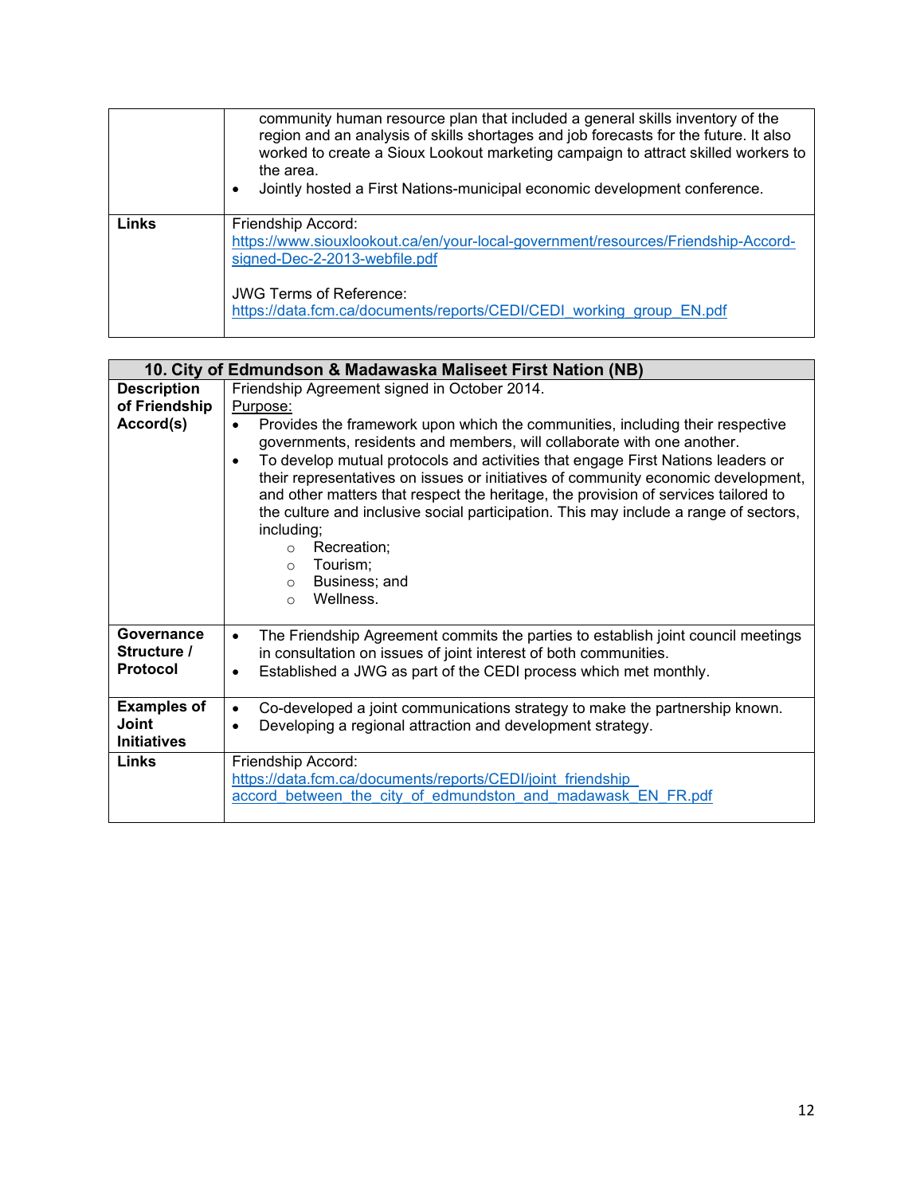| | |
|---|---|
| | community human resource plan that included a general skills inventory of the region and an analysis of skills shortages and job forecasts for the future. It also worked to create a Sioux Lookout marketing campaign to attract skilled workers to the area.<br>• Jointly hosted a First Nations-municipal economic development conference. |
| **Links** | Friendship Accord:<br>https://www.siouxlookout.ca/en/your-local-government/resources/Friendship-Accord-signed-Dec-2-2013-webfile.pdf<br><br>JWG Terms of Reference:<br>https://data.fcm.ca/documents/reports/CEDI/CEDI_working_group_EN.pdf |

| **10. City of Edmundson & Madawaska Maliseet First Nation (NB)** | |
|---|---|
| **Description of Friendship Accord(s)** | Friendship Agreement signed in October 2014.<br>Purpose:<br>• Provides the framework upon which the communities, including their respective governments, residents and members, will collaborate with one another.<br>• To develop mutual protocols and activities that engage First Nations leaders or their representatives on issues or initiatives of community economic development, and other matters that respect the heritage, the provision of services tailored to the culture and inclusive social participation. This may include a range of sectors, including;<br>&nbsp;&nbsp;&nbsp;&nbsp;○ Recreation;<br>&nbsp;&nbsp;&nbsp;&nbsp;○ Tourism;<br>&nbsp;&nbsp;&nbsp;&nbsp;○ Business; and<br>&nbsp;&nbsp;&nbsp;&nbsp;○ Wellness. |
| **Governance Structure / Protocol** | • The Friendship Agreement commits the parties to establish joint council meetings in consultation on issues of joint interest of both communities.<br>• Established a JWG as part of the CEDI process which met monthly. |
| **Examples of Joint Initiatives** | • Co-developed a joint communications strategy to make the partnership known.<br>• Developing a regional attraction and development strategy. |
| **Links** | Friendship Accord:<br>https://data.fcm.ca/documents/reports/CEDI/joint_friendship_accord_between_the_city_of_edmundston_and_madawask_EN_FR.pdf |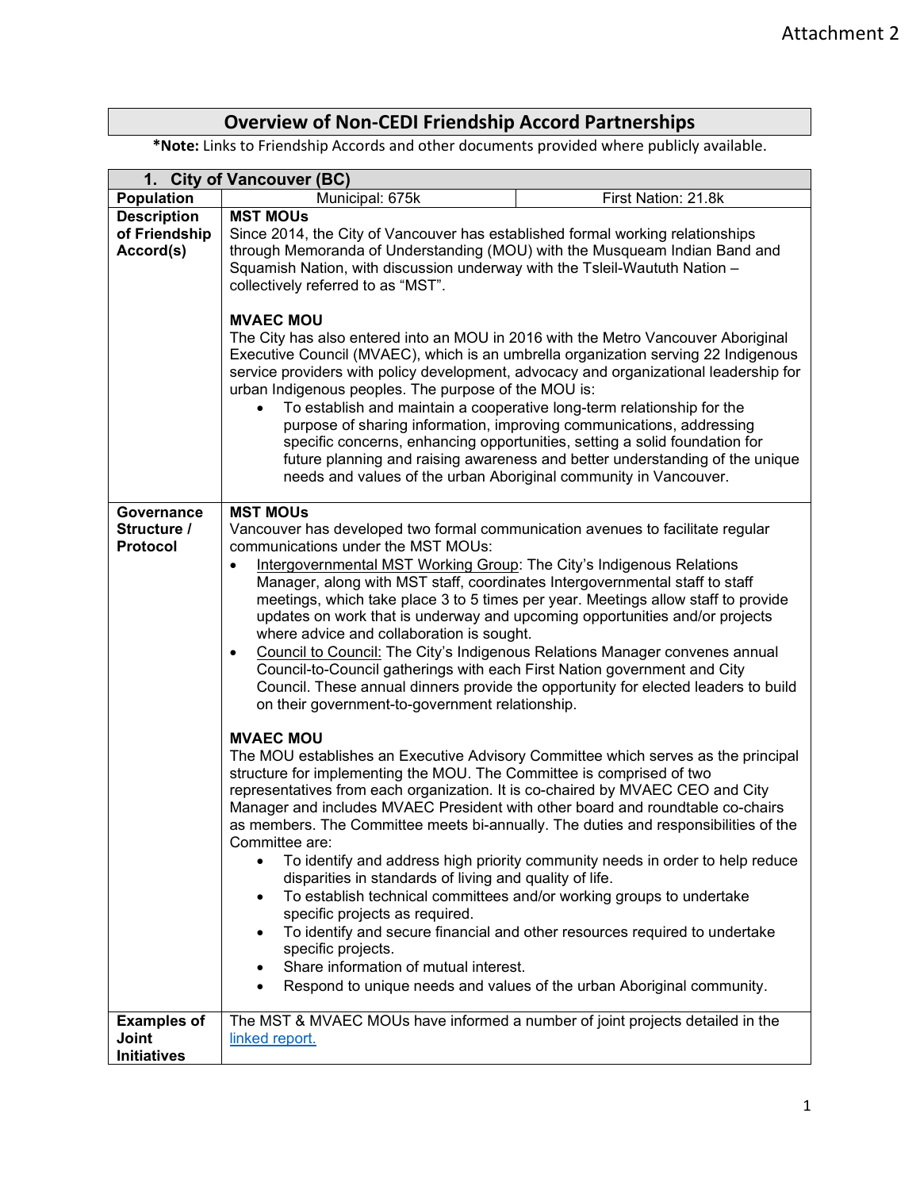Attachment 2

# Overview of Non-CEDI Friendship Accord Partnerships

***Note:** Links to Friendship Accords and other documents provided where publicly available.

| 1. City of Vancouver (BC) | | |
|---|---|---|
| **Population** | Municipal: 675k | First Nation: 21.8k |
| **Description of Friendship Accord(s)** | **MST MOUs**<br>Since 2014, the City of Vancouver has established formal working relationships through Memoranda of Understanding (MOU) with the Musqueam Indian Band and Squamish Nation, with discussion underway with the Tsleil-Waututh Nation – collectively referred to as "MST".<br><br>**MVAEC MOU**<br>The City has also entered into an MOU in 2016 with the Metro Vancouver Aboriginal Executive Council (MVAEC), which is an umbrella organization serving 22 Indigenous service providers with policy development, advocacy and organizational leadership for urban Indigenous peoples. The purpose of the MOU is:<br>• To establish and maintain a cooperative long-term relationship for the purpose of sharing information, improving communications, addressing specific concerns, enhancing opportunities, setting a solid foundation for future planning and raising awareness and better understanding of the unique needs and values of the urban Aboriginal community in Vancouver. | |
| **Governance Structure / Protocol** | **MST MOUs**<br>Vancouver has developed two formal communication avenues to facilitate regular communications under the MST MOUs:<br>• Intergovernmental MST Working Group: The City's Indigenous Relations Manager, along with MST staff, coordinates Intergovernmental staff to staff meetings, which take place 3 to 5 times per year. Meetings allow staff to provide updates on work that is underway and upcoming opportunities and/or projects where advice and collaboration is sought.<br>• Council to Council: The City's Indigenous Relations Manager convenes annual Council-to-Council gatherings with each First Nation government and City Council. These annual dinners provide the opportunity for elected leaders to build on their government-to-government relationship.<br><br>**MVAEC MOU**<br>The MOU establishes an Executive Advisory Committee which serves as the principal structure for implementing the MOU. The Committee is comprised of two representatives from each organization. It is co-chaired by MVAEC CEO and City Manager and includes MVAEC President with other board and roundtable co-chairs as members. The Committee meets bi-annually. The duties and responsibilities of the Committee are:<br>• To identify and address high priority community needs in order to help reduce disparities in standards of living and quality of life.<br>• To establish technical committees and/or working groups to undertake specific projects as required.<br>• To identify and secure financial and other resources required to undertake specific projects.<br>• Share information of mutual interest.<br>• Respond to unique needs and values of the urban Aboriginal community. | |
| **Examples of Joint Initiatives** | The MST & MVAEC MOUs have informed a number of joint projects detailed in the linked report. | |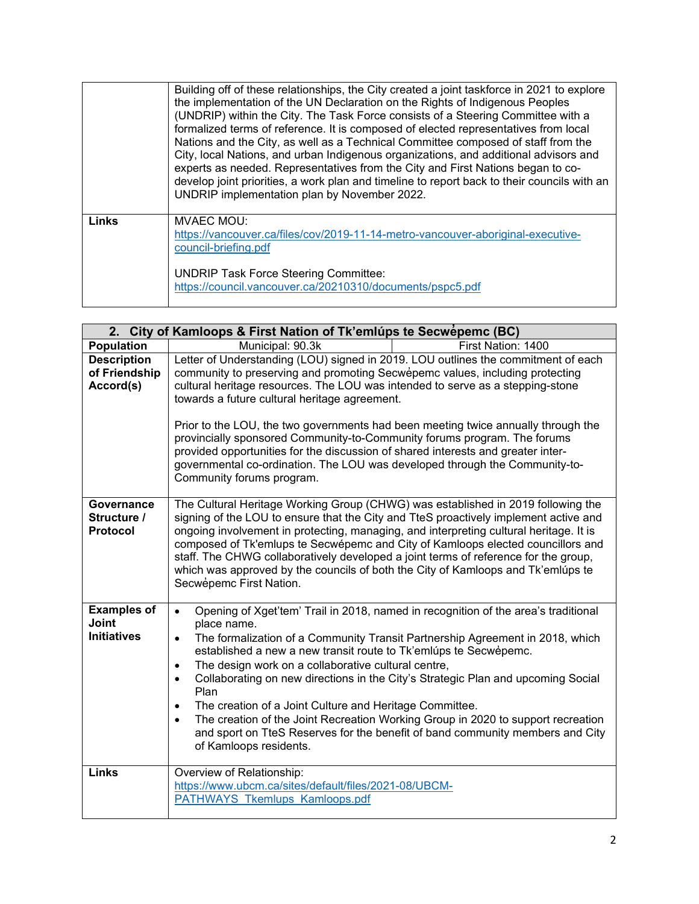| | |
|---|---|
| | Building off of these relationships, the City created a joint taskforce in 2021 to explore the implementation of the UN Declaration on the Rights of Indigenous Peoples (UNDRIP) within the City. The Task Force consists of a Steering Committee with a formalized terms of reference. It is composed of elected representatives from local Nations and the City, as well as a Technical Committee composed of staff from the City, local Nations, and urban Indigenous organizations, and additional advisors and experts as needed. Representatives from the City and First Nations began to co-develop joint priorities, a work plan and timeline to report back to their councils with an UNDRIP implementation plan by November 2022. |
| **Links** | MVAEC MOU: https://vancouver.ca/files/cov/2019-11-14-metro-vancouver-aboriginal-executive-council-briefing.pdf<br><br>UNDRIP Task Force Steering Committee: https://council.vancouver.ca/20210310/documents/pspc5.pdf |

| **2. City of Kamloops & First Nation of Tk'emlúps te Secwépemc (BC)** | | |
|---|---|---|
| **Population** | Municipal: 90.3k | First Nation: 1400 |
| **Description of Friendship Accord(s)** | Letter of Understanding (LOU) signed in 2019. LOU outlines the commitment of each community to preserving and promoting Secwépemc values, including protecting cultural heritage resources. The LOU was intended to serve as a stepping-stone towards a future cultural heritage agreement.<br><br>Prior to the LOU, the two governments had been meeting twice annually through the provincially sponsored Community-to-Community forums program. The forums provided opportunities for the discussion of shared interests and greater inter-governmental co-ordination. The LOU was developed through the Community-to-Community forums program. | |
| **Governance Structure / Protocol** | The Cultural Heritage Working Group (CHWG) was established in 2019 following the signing of the LOU to ensure that the City and TteS proactively implement active and ongoing involvement in protecting, managing, and interpreting cultural heritage. It is composed of Tk'emlups te Secwépemc and City of Kamloops elected councillors and staff. The CHWG collaboratively developed a joint terms of reference for the group, which was approved by the councils of both the City of Kamloops and Tk'emlúps te Secwépemc First Nation. | |
| **Examples of Joint Initiatives** | • Opening of Xget'tem' Trail in 2018, named in recognition of the area's traditional place name.<br>• The formalization of a Community Transit Partnership Agreement in 2018, which established a new a new transit route to Tk'emlúps te Secwépemc.<br>• The design work on a collaborative cultural centre,<br>• Collaborating on new directions in the City's Strategic Plan and upcoming Social Plan<br>• The creation of a Joint Culture and Heritage Committee.<br>• The creation of the Joint Recreation Working Group in 2020 to support recreation and sport on TteS Reserves for the benefit of band community members and City of Kamloops residents. | |
| **Links** | Overview of Relationship: https://www.ubcm.ca/sites/default/files/2021-08/UBCM-PATHWAYS_Tkemlups_Kamloops.pdf | |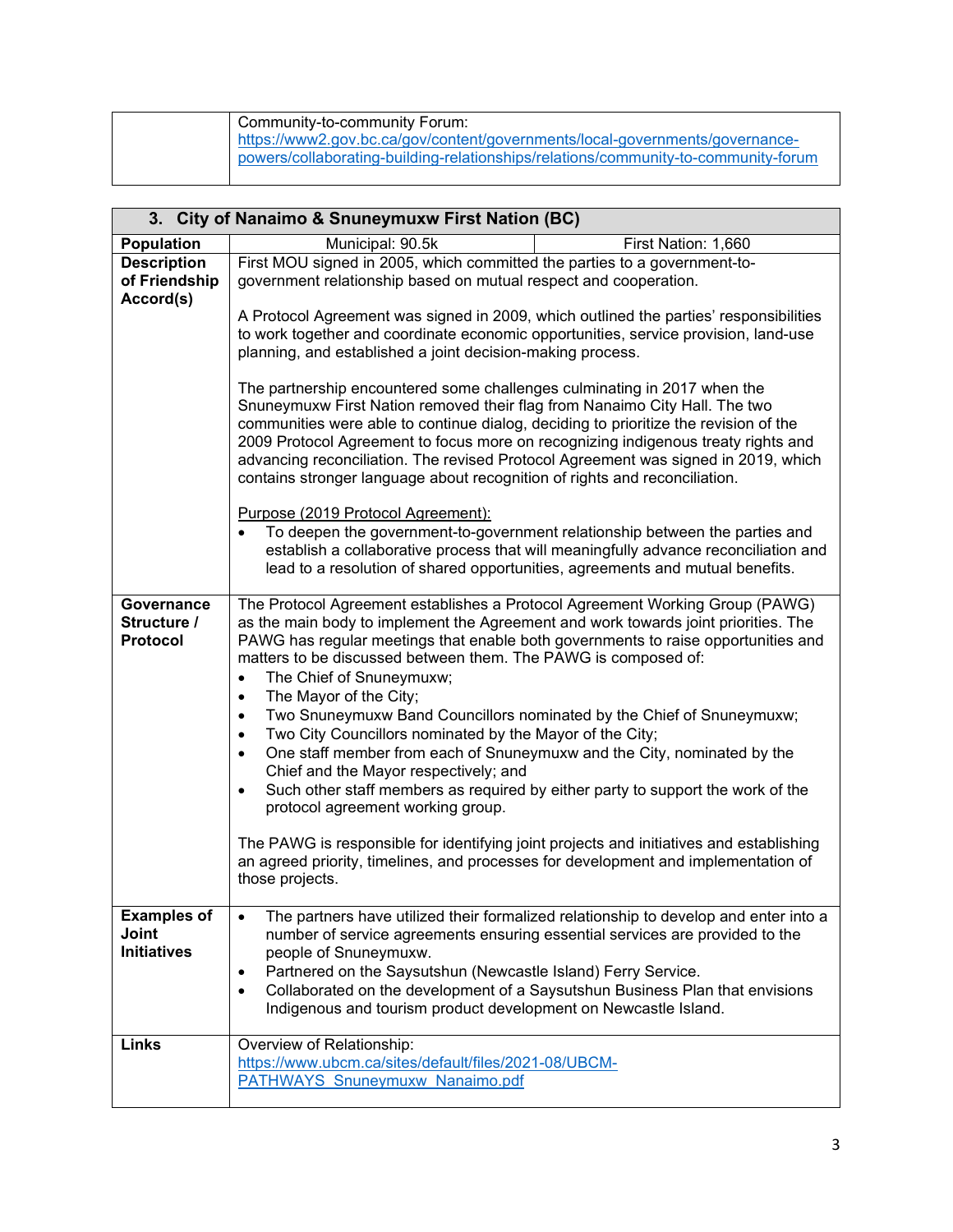| | |
|---|---|
| | Community-to-community Forum: https://www2.gov.bc.ca/gov/content/governments/local-governments/governance-powers/collaborating-building-relationships/relations/community-to-community-forum |

| 3. City of Nanaimo & Snuneymuxw First Nation (BC) | | |
|---|---|---|
| **Population** | Municipal: 90.5k | First Nation: 1,660 |
| **Description of Friendship Accord(s)** | First MOU signed in 2005, which committed the parties to a government-to-government relationship based on mutual respect and cooperation.<br><br>A Protocol Agreement was signed in 2009, which outlined the parties' responsibilities to work together and coordinate economic opportunities, service provision, land-use planning, and established a joint decision-making process.<br><br>The partnership encountered some challenges culminating in 2017 when the Snuneymuxw First Nation removed their flag from Nanaimo City Hall. The two communities were able to continue dialog, deciding to prioritize the revision of the 2009 Protocol Agreement to focus more on recognizing indigenous treaty rights and advancing reconciliation. The revised Protocol Agreement was signed in 2019, which contains stronger language about recognition of rights and reconciliation.<br><br>Purpose (2019 Protocol Agreement):<br>• To deepen the government-to-government relationship between the parties and establish a collaborative process that will meaningfully advance reconciliation and lead to a resolution of shared opportunities, agreements and mutual benefits. | |
| **Governance Structure / Protocol** | The Protocol Agreement establishes a Protocol Agreement Working Group (PAWG) as the main body to implement the Agreement and work towards joint priorities. The PAWG has regular meetings that enable both governments to raise opportunities and matters to be discussed between them. The PAWG is composed of:<br>• The Chief of Snuneymuxw;<br>• The Mayor of the City;<br>• Two Snuneymuxw Band Councillors nominated by the Chief of Snuneymuxw;<br>• Two City Councillors nominated by the Mayor of the City;<br>• One staff member from each of Snuneymuxw and the City, nominated by the Chief and the Mayor respectively; and<br>• Such other staff members as required by either party to support the work of the protocol agreement working group.<br><br>The PAWG is responsible for identifying joint projects and initiatives and establishing an agreed priority, timelines, and processes for development and implementation of those projects. | |
| **Examples of Joint Initiatives** | • The partners have utilized their formalized relationship to develop and enter into a number of service agreements ensuring essential services are provided to the people of Snuneymuxw.<br>• Partnered on the Saysutshun (Newcastle Island) Ferry Service.<br>• Collaborated on the development of a Saysutshun Business Plan that envisions Indigenous and tourism product development on Newcastle Island. | |
| **Links** | Overview of Relationship: https://www.ubcm.ca/sites/default/files/2021-08/UBCM-PATHWAYS_Snuneymuxw_Nanaimo.pdf | |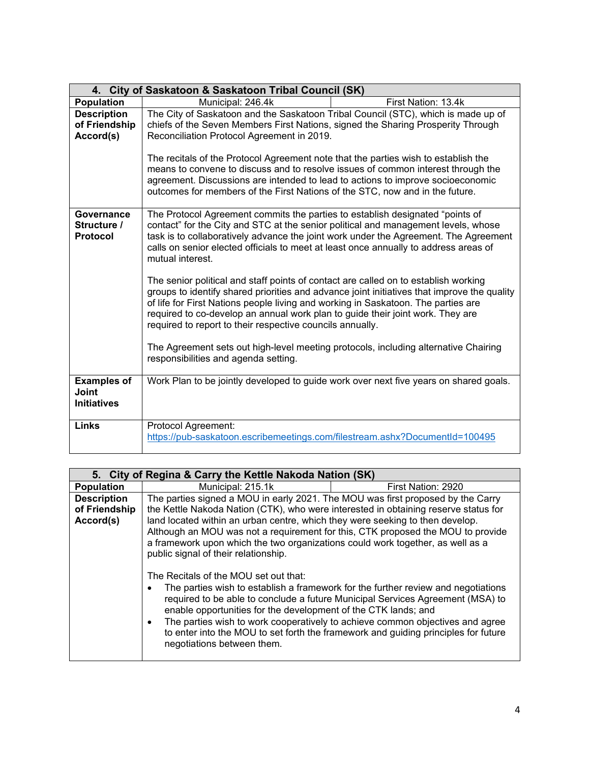| 4. City of Saskatoon & Saskatoon Tribal Council (SK) | | |
|---|---|---|
| **Population** | Municipal: 246.4k | First Nation: 13.4k |
| **Description of Friendship Accord(s)** | The City of Saskatoon and the Saskatoon Tribal Council (STC), which is made up of chiefs of the Seven Members First Nations, signed the Sharing Prosperity Through Reconciliation Protocol Agreement in 2019.<br><br>The recitals of the Protocol Agreement note that the parties wish to establish the means to convene to discuss and to resolve issues of common interest through the agreement. Discussions are intended to lead to actions to improve socioeconomic outcomes for members of the First Nations of the STC, now and in the future. | |
| **Governance Structure / Protocol** | The Protocol Agreement commits the parties to establish designated "points of contact" for the City and STC at the senior political and management levels, whose task is to collaboratively advance the joint work under the Agreement. The Agreement calls on senior elected officials to meet at least once annually to address areas of mutual interest.<br><br>The senior political and staff points of contact are called on to establish working groups to identify shared priorities and advance joint initiatives that improve the quality of life for First Nations people living and working in Saskatoon. The parties are required to co-develop an annual work plan to guide their joint work. They are required to report to their respective councils annually.<br><br>The Agreement sets out high-level meeting protocols, including alternative Chairing responsibilities and agenda setting. | |
| **Examples of Joint Initiatives** | Work Plan to be jointly developed to guide work over next five years on shared goals. | |
| **Links** | Protocol Agreement: https://pub-saskatoon.escribemeetings.com/filestream.ashx?DocumentId=100495 | |

| 5. City of Regina & Carry the Kettle Nakoda Nation (SK) | | |
|---|---|---|
| **Population** | Municipal: 215.1k | First Nation: 2920 |
| **Description of Friendship Accord(s)** | The parties signed a MOU in early 2021. The MOU was first proposed by the Carry the Kettle Nakoda Nation (CTK), who were interested in obtaining reserve status for land located within an urban centre, which they were seeking to then develop. Although an MOU was not a requirement for this, CTK proposed the MOU to provide a framework upon which the two organizations could work together, as well as a public signal of their relationship.<br><br>The Recitals of the MOU set out that:<br>• The parties wish to establish a framework for the further review and negotiations required to be able to conclude a future Municipal Services Agreement (MSA) to enable opportunities for the development of the CTK lands; and<br>• The parties wish to work cooperatively to achieve common objectives and agree to enter into the MOU to set forth the framework and guiding principles for future negotiations between them. | |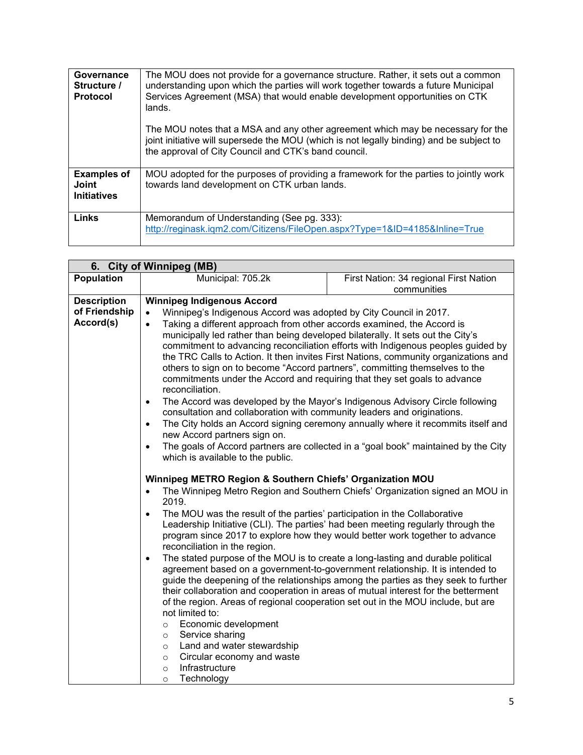| | |
|---|---|
| **Governance Structure / Protocol** | The MOU does not provide for a governance structure. Rather, it sets out a common understanding upon which the parties will work together towards a future Municipal Services Agreement (MSA) that would enable development opportunities on CTK lands.<br><br>The MOU notes that a MSA and any other agreement which may be necessary for the joint initiative will supersede the MOU (which is not legally binding) and be subject to the approval of City Council and CTK's band council. |
| **Examples of Joint Initiatives** | MOU adopted for the purposes of providing a framework for the parties to jointly work towards land development on CTK urban lands. |
| **Links** | Memorandum of Understanding (See pg. 333): http://reginask.iqm2.com/Citizens/FileOpen.aspx?Type=1&ID=4185&Inline=True |

| **6. City of Winnipeg (MB)** | | |
|---|---|---|
| **Population** | Municipal: 705.2k | First Nation: 34 regional First Nation communities |
| **Description of Friendship Accord(s)** | **Winnipeg Indigenous Accord**<br>• Winnipeg's Indigenous Accord was adopted by City Council in 2017.<br>• Taking a different approach from other accords examined, the Accord is municipally led rather than being developed bilaterally. It sets out the City's commitment to advancing reconciliation efforts with Indigenous peoples guided by the TRC Calls to Action. It then invites First Nations, community organizations and others to sign on to become "Accord partners", committing themselves to the commitments under the Accord and requiring that they set goals to advance reconciliation.<br>• The Accord was developed by the Mayor's Indigenous Advisory Circle following consultation and collaboration with community leaders and originations.<br>• The City holds an Accord signing ceremony annually where it recommits itself and new Accord partners sign on.<br>• The goals of Accord partners are collected in a "goal book" maintained by the City which is available to the public.<br><br>**Winnipeg METRO Region & Southern Chiefs' Organization MOU**<br>• The Winnipeg Metro Region and Southern Chiefs' Organization signed an MOU in 2019.<br>• The MOU was the result of the parties' participation in the Collaborative Leadership Initiative (CLI). The parties' had been meeting regularly through the program since 2017 to explore how they would better work together to advance reconciliation in the region.<br>• The stated purpose of the MOU is to create a long-lasting and durable political agreement based on a government-to-government relationship. It is intended to guide the deepening of the relationships among the parties as they seek to further their collaboration and cooperation in areas of mutual interest for the betterment of the region. Areas of regional cooperation set out in the MOU include, but are not limited to:<br>  ○ Economic development<br>  ○ Service sharing<br>  ○ Land and water stewardship<br>  ○ Circular economy and waste<br>  ○ Infrastructure<br>  ○ Technology | |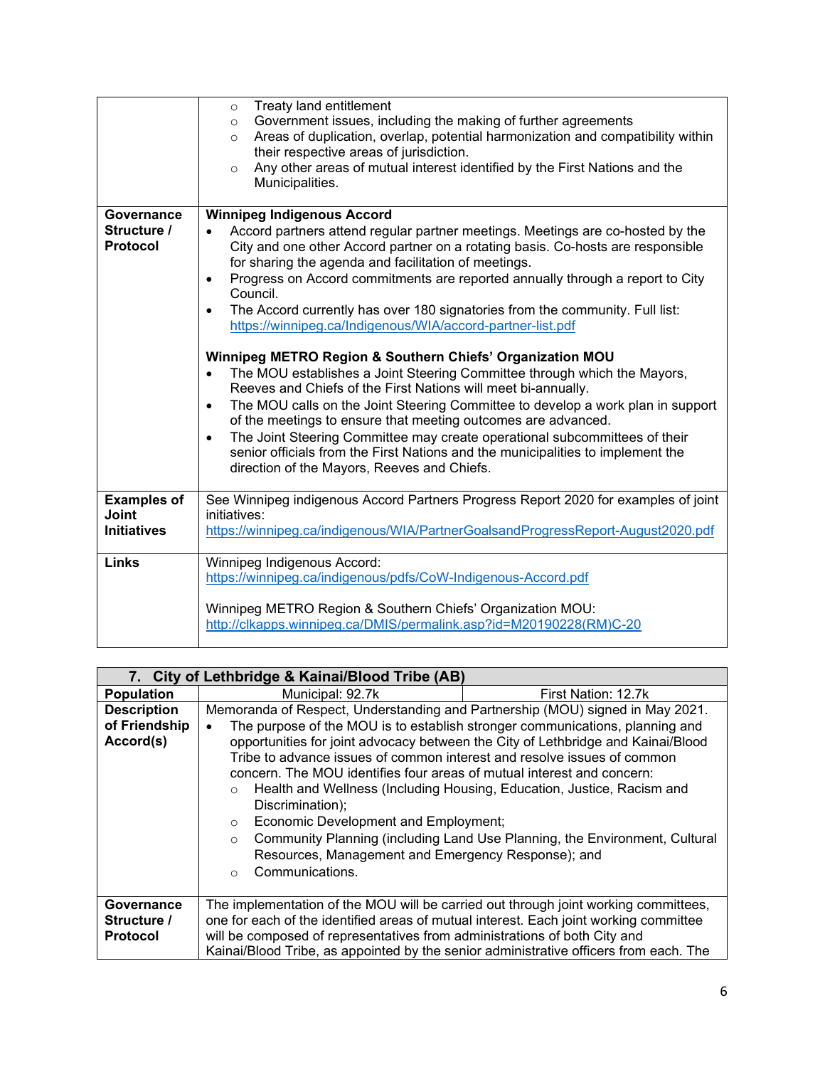| | |
|---|---|
| | ○ Treaty land entitlement<br>○ Government issues, including the making of further agreements<br>○ Areas of duplication, overlap, potential harmonization and compatibility within their respective areas of jurisdiction.<br>○ Any other areas of mutual interest identified by the First Nations and the Municipalities. |
| **Governance Structure / Protocol** | **Winnipeg Indigenous Accord**<br>• Accord partners attend regular partner meetings. Meetings are co-hosted by the City and one other Accord partner on a rotating basis. Co-hosts are responsible for sharing the agenda and facilitation of meetings.<br>• Progress on Accord commitments are reported annually through a report to City Council.<br>• The Accord currently has over 180 signatories from the community. Full list: https://winnipeg.ca/Indigenous/WIA/accord-partner-list.pdf<br><br>**Winnipeg METRO Region & Southern Chiefs' Organization MOU**<br>• The MOU establishes a Joint Steering Committee through which the Mayors, Reeves and Chiefs of the First Nations will meet bi-annually.<br>• The MOU calls on the Joint Steering Committee to develop a work plan in support of the meetings to ensure that meeting outcomes are advanced.<br>• The Joint Steering Committee may create operational subcommittees of their senior officials from the First Nations and the municipalities to implement the direction of the Mayors, Reeves and Chiefs. |
| **Examples of Joint Initiatives** | See Winnipeg indigenous Accord Partners Progress Report 2020 for examples of joint initiatives:<br>https://winnipeg.ca/indigenous/WIA/PartnerGoalsandProgressReport-August2020.pdf |
| **Links** | Winnipeg Indigenous Accord:<br>https://winnipeg.ca/indigenous/pdfs/CoW-Indigenous-Accord.pdf<br><br>Winnipeg METRO Region & Southern Chiefs' Organization MOU:<br>http://clkapps.winnipeg.ca/DMIS/permalink.asp?id=M20190228(RM)C-20 |

| **7. City of Lethbridge & Kainai/Blood Tribe (AB)** | | |
|---|---|---|
| **Population** | Municipal: 92.7k | First Nation: 12.7k |
| **Description of Friendship Accord(s)** | Memoranda of Respect, Understanding and Partnership (MOU) signed in May 2021.<br>• The purpose of the MOU is to establish stronger communications, planning and opportunities for joint advocacy between the City of Lethbridge and Kainai/Blood Tribe to advance issues of common interest and resolve issues of common concern. The MOU identifies four areas of mutual interest and concern:<br>○ Health and Wellness (Including Housing, Education, Justice, Racism and Discrimination);<br>○ Economic Development and Employment;<br>○ Community Planning (including Land Use Planning, the Environment, Cultural Resources, Management and Emergency Response); and<br>○ Communications. | |
| **Governance Structure / Protocol** | The implementation of the MOU will be carried out through joint working committees, one for each of the identified areas of mutual interest. Each joint working committee will be composed of representatives from administrations of both City and Kainai/Blood Tribe, as appointed by the senior administrative officers from each. The | |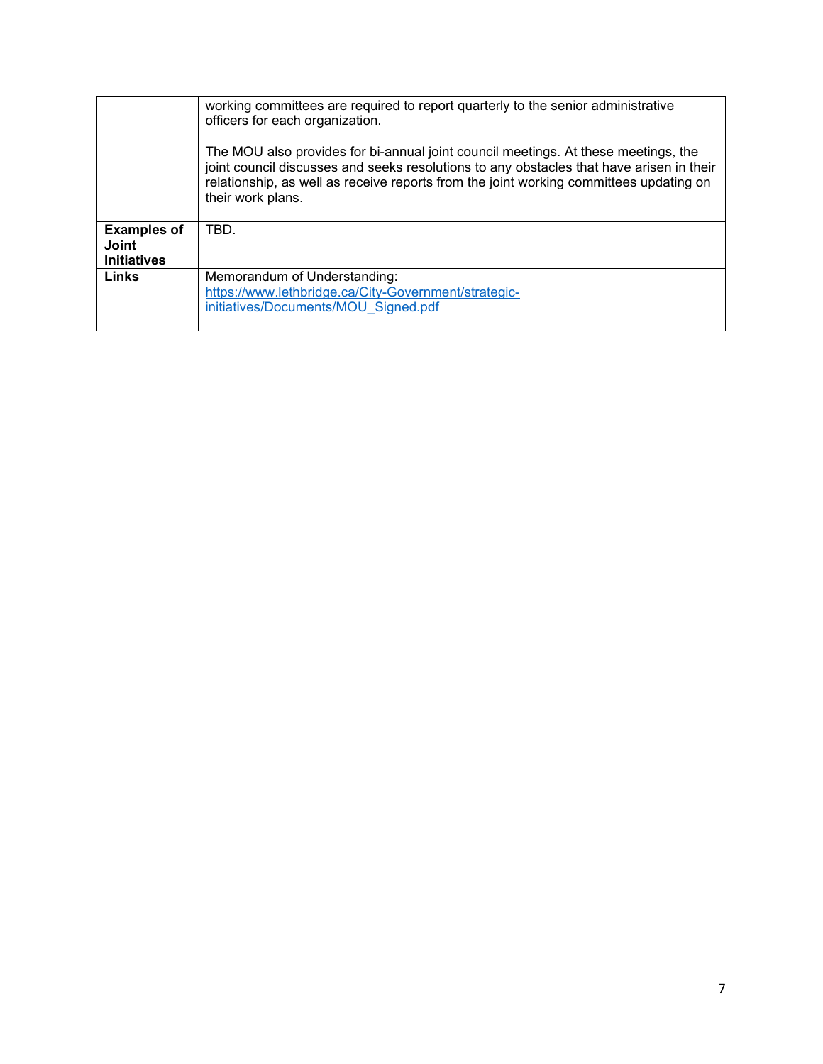| | |
|---|---|
| | working committees are required to report quarterly to the senior administrative officers for each organization.<br><br>The MOU also provides for bi-annual joint council meetings. At these meetings, the joint council discusses and seeks resolutions to any obstacles that have arisen in their relationship, as well as receive reports from the joint working committees updating on their work plans. |
| **Examples of Joint Initiatives** | TBD. |
| **Links** | Memorandum of Understanding: https://www.lethbridge.ca/City-Government/strategic-initiatives/Documents/MOU_Signed.pdf |